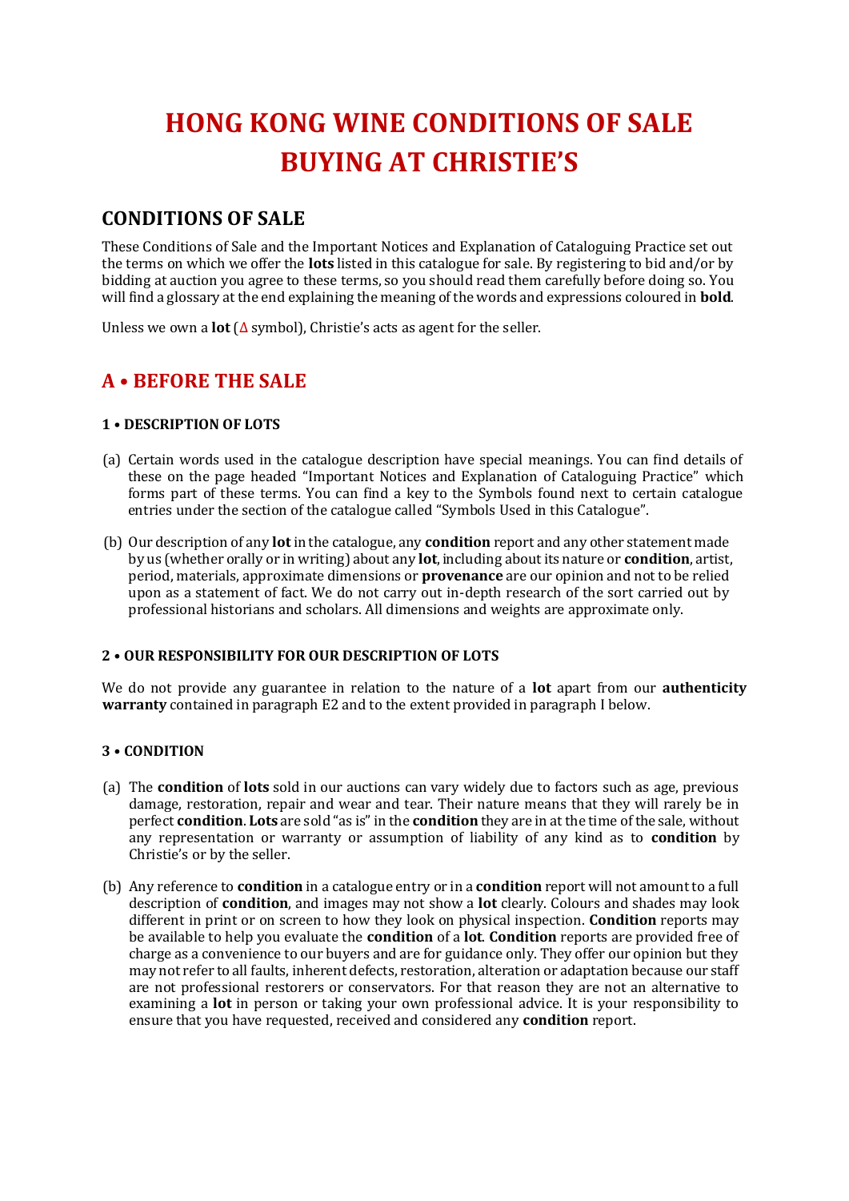# HONG KONG WINE CONDITIONS OF SALE BUYING AT CHRISTIE'S

## CONDITIONS OF SALE

These Conditions of Sale and the Important Notices and Explanation of Cataloguing Practice set out the terms on which we offer the **lots** listed in this catalogue for sale. By registering to bid and/or by bidding at auction you agree to these terms, so you should read them carefully before doing so. You will find a glossary at the end explaining the meaning of the words and expressions coloured in **bold**.

Unless we own a **lot** (Δ symbol), Christie's acts as agent for the seller.

## A • BEFORE THE SALE

### 1 • DESCRIPTION OF LOTS

(a) Certain words used in the catalogue description have special meanings. You can find details of these on the page headed "Important Notices and Explanation of Cataloguing Practice" which forms part of these terms. You can find a key to the Symbols found next to certain catalogue entries under the section of the catalogue called "Symbols Used in this Catalogue".

(b) Our description of any **lot** in the catalogue, any **condition** report and any other statement made by us (whether orally or in writing) about any **lot**, including about its nature or **condition**, artist, period, materials, approximate dimensions or **provenance** are our opinion and not to be relied upon as a statement of fact. We do not carry out in-depth research of the sort carried out by professional historians and scholars. All dimensions and weights are approximate only.

### 2 • OUR RESPONSIBILITY FOR OUR DESCRIPTION OF LOTS

We do not provide any guarantee in relation to the nature of a **lot** apart from our **authenticity warranty** contained in paragraph E2 and to the extent provided in paragraph I below.

### 3 • CONDITION

(a) The **condition** of **lots** sold in our auctions can vary widely due to factors such as age, previous damage, restoration, repair and wear and tear. Their nature means that they will rarely be in perfect **condition**. **Lots** are sold "as is" in the **condition** they are in at the time of the sale, without any representation or warranty or assumption of liability of any kind as to **condition** by Christie's or by the seller.

(b) Any reference to **condition** in a catalogue entry or in a **condition** report will not amount to a full description of **condition**, and images may not show a **lot** clearly. Colours and shades may look different in print or on screen to how they look on physical inspection. **Condition** reports may be available to help you evaluate the **condition** of a **lot**. **Condition** reports are provided free of charge as a convenience to our buyers and are for guidance only. They offer our opinion but they may not refer to all faults, inherent defects, restoration, alteration or adaptation because our staff are not professional restorers or conservators. For that reason they are not an alternative to examining a **lot** in person or taking your own professional advice. It is your responsibility to ensure that you have requested, received and considered any **condition** report.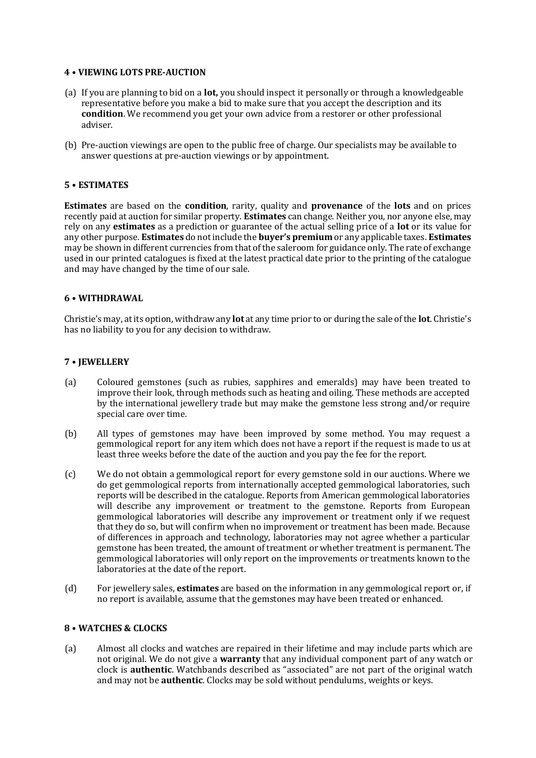## 4 • VIEWING LOTS PRE-AUCTION

(a) If you are planning to bid on a **lot,** you should inspect it personally or through a knowledgeable representative before you make a bid to make sure that you accept the description and its **condition**. We recommend you get your own advice from a restorer or other professional adviser.

(b) Pre-auction viewings are open to the public free of charge. Our specialists may be available to answer questions at pre-auction viewings or by appointment.

## 5 • ESTIMATES

**Estimates** are based on the **condition**, rarity, quality and **provenance** of the **lots** and on prices recently paid at auction for similar property. **Estimates** can change. Neither you, nor anyone else, may rely on any **estimates** as a prediction or guarantee of the actual selling price of a **lot** or its value for any other purpose. **Estimates** do not include the **buyer's premium** or any applicable taxes. **Estimates** may be shown in different currencies from that of the saleroom for guidance only. The rate of exchange used in our printed catalogues is fixed at the latest practical date prior to the printing of the catalogue and may have changed by the time of our sale.

## 6 • WITHDRAWAL

Christie's may, at its option, withdraw any **lot** at any time prior to or during the sale of the **lot**. Christie's has no liability to you for any decision to withdraw.

## 7 • JEWELLERY

(a) Coloured gemstones (such as rubies, sapphires and emeralds) may have been treated to improve their look, through methods such as heating and oiling. These methods are accepted by the international jewellery trade but may make the gemstone less strong and/or require special care over time.

(b) All types of gemstones may have been improved by some method. You may request a gemmological report for any item which does not have a report if the request is made to us at least three weeks before the date of the auction and you pay the fee for the report.

(c) We do not obtain a gemmological report for every gemstone sold in our auctions. Where we do get gemmological reports from internationally accepted gemmological laboratories, such reports will be described in the catalogue. Reports from American gemmological laboratories will describe any improvement or treatment to the gemstone. Reports from European gemmological laboratories will describe any improvement or treatment only if we request that they do so, but will confirm when no improvement or treatment has been made. Because of differences in approach and technology, laboratories may not agree whether a particular gemstone has been treated, the amount of treatment or whether treatment is permanent. The gemmological laboratories will only report on the improvements or treatments known to the laboratories at the date of the report.

(d) For jewellery sales, **estimates** are based on the information in any gemmological report or, if no report is available, assume that the gemstones may have been treated or enhanced.

## 8 • WATCHES & CLOCKS

(a) Almost all clocks and watches are repaired in their lifetime and may include parts which are not original. We do not give a **warranty** that any individual component part of any watch or clock is **authentic**. Watchbands described as "associated" are not part of the original watch and may not be **authentic**. Clocks may be sold without pendulums, weights or keys.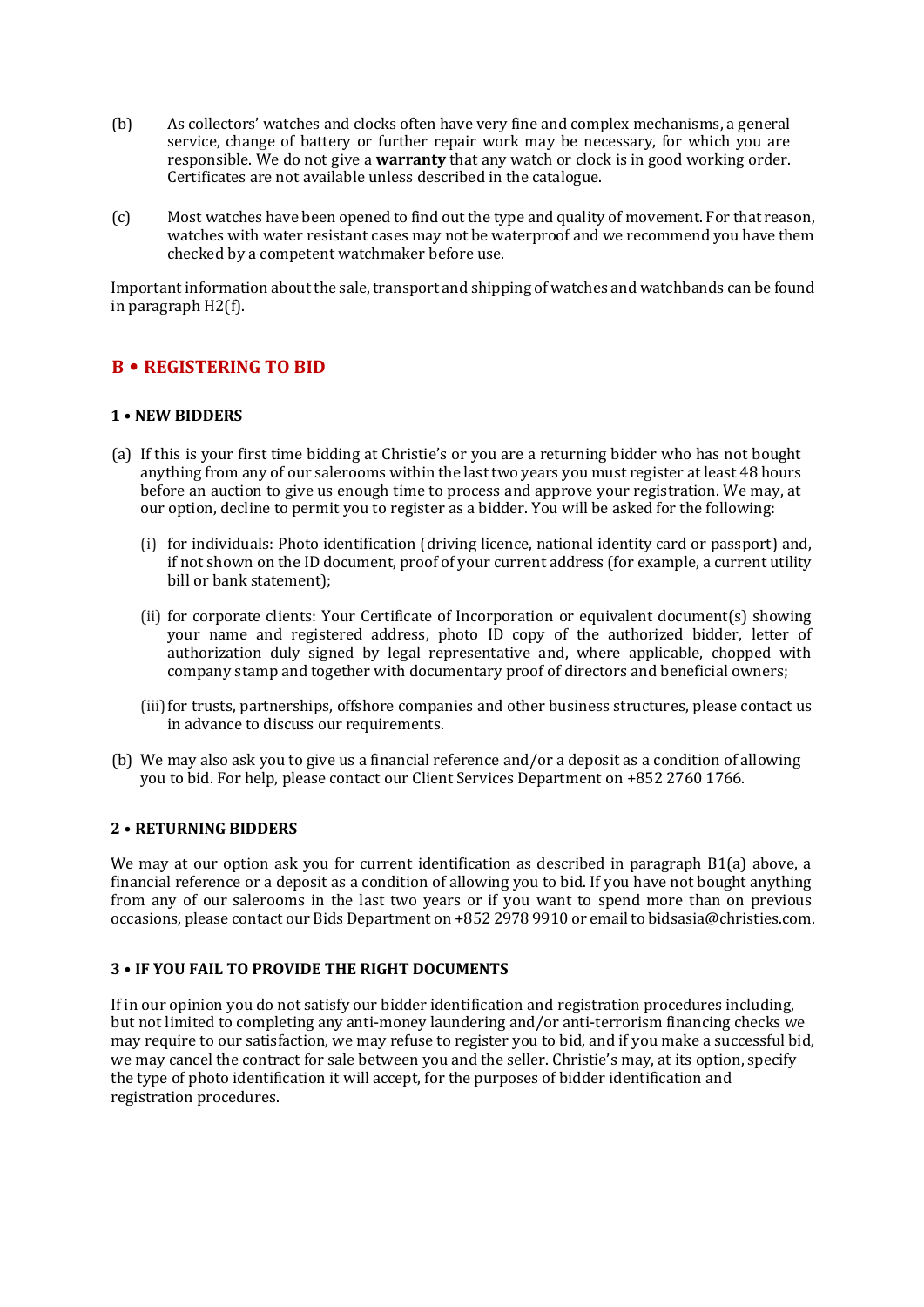(b) As collectors' watches and clocks often have very fine and complex mechanisms, a general service, change of battery or further repair work may be necessary, for which you are responsible. We do not give a **warranty** that any watch or clock is in good working order. Certificates are not available unless described in the catalogue.

(c) Most watches have been opened to find out the type and quality of movement. For that reason, watches with water resistant cases may not be waterproof and we recommend you have them checked by a competent watchmaker before use.

Important information about the sale, transport and shipping of watches and watchbands can be found in paragraph H2(f).

## B • REGISTERING TO BID

### 1 • NEW BIDDERS

(a) If this is your first time bidding at Christie's or you are a returning bidder who has not bought anything from any of our salerooms within the last two years you must register at least 48 hours before an auction to give us enough time to process and approve your registration. We may, at our option, decline to permit you to register as a bidder. You will be asked for the following:

  (i) for individuals: Photo identification (driving licence, national identity card or passport) and, if not shown on the ID document, proof of your current address (for example, a current utility bill or bank statement);

  (ii) for corporate clients: Your Certificate of Incorporation or equivalent document(s) showing your name and registered address, photo ID copy of the authorized bidder, letter of authorization duly signed by legal representative and, where applicable, chopped with company stamp and together with documentary proof of directors and beneficial owners;

  (iii) for trusts, partnerships, offshore companies and other business structures, please contact us in advance to discuss our requirements.

(b) We may also ask you to give us a financial reference and/or a deposit as a condition of allowing you to bid. For help, please contact our Client Services Department on +852 2760 1766.

### 2 • RETURNING BIDDERS

We may at our option ask you for current identification as described in paragraph B1(a) above, a financial reference or a deposit as a condition of allowing you to bid. If you have not bought anything from any of our salerooms in the last two years or if you want to spend more than on previous occasions, please contact our Bids Department on +852 2978 9910 or email to bidsasia@christies.com.

### 3 • IF YOU FAIL TO PROVIDE THE RIGHT DOCUMENTS

If in our opinion you do not satisfy our bidder identification and registration procedures including, but not limited to completing any anti-money laundering and/or anti-terrorism financing checks we may require to our satisfaction, we may refuse to register you to bid, and if you make a successful bid, we may cancel the contract for sale between you and the seller. Christie's may, at its option, specify the type of photo identification it will accept, for the purposes of bidder identification and registration procedures.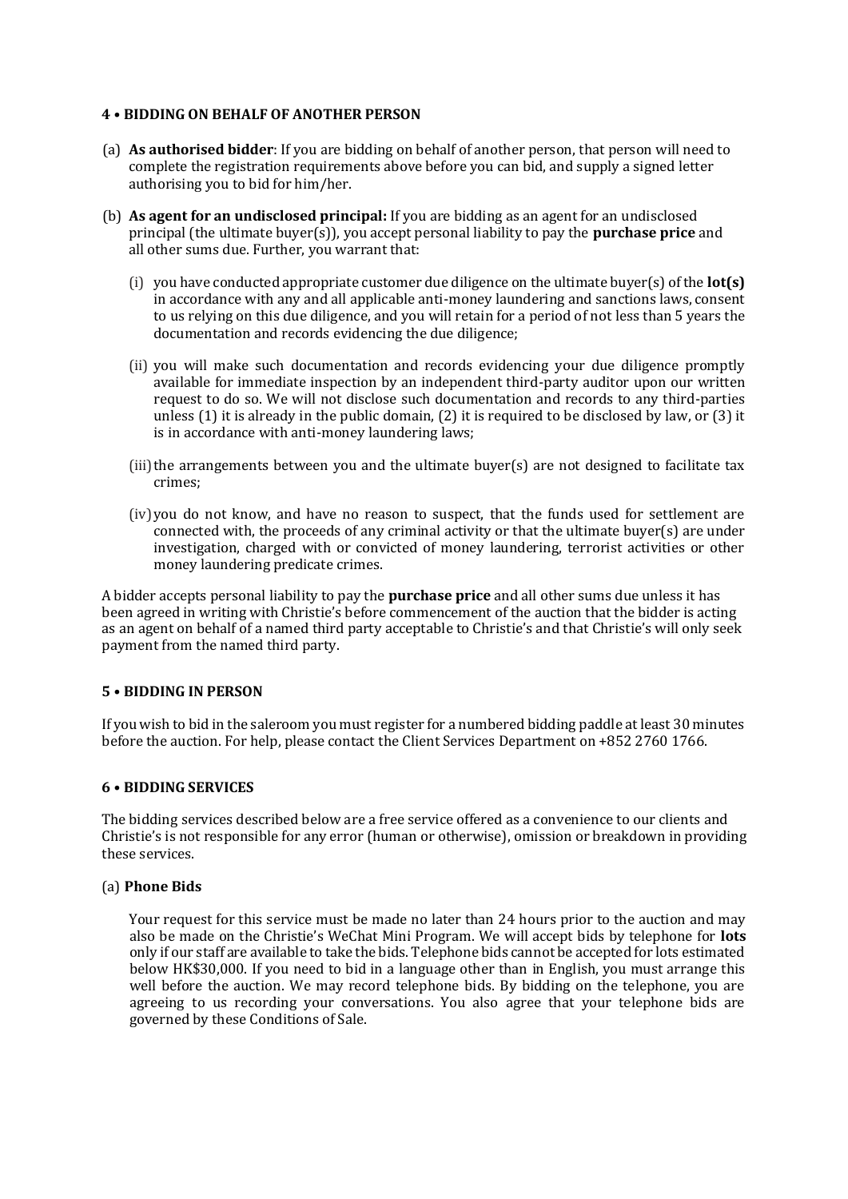## 4 • BIDDING ON BEHALF OF ANOTHER PERSON

(a) **As authorised bidder**: If you are bidding on behalf of another person, that person will need to complete the registration requirements above before you can bid, and supply a signed letter authorising you to bid for him/her.

(b) **As agent for an undisclosed principal:** If you are bidding as an agent for an undisclosed principal (the ultimate buyer(s)), you accept personal liability to pay the **purchase price** and all other sums due. Further, you warrant that:

(i) you have conducted appropriate customer due diligence on the ultimate buyer(s) of the **lot(s)** in accordance with any and all applicable anti-money laundering and sanctions laws, consent to us relying on this due diligence, and you will retain for a period of not less than 5 years the documentation and records evidencing the due diligence;

(ii) you will make such documentation and records evidencing your due diligence promptly available for immediate inspection by an independent third-party auditor upon our written request to do so. We will not disclose such documentation and records to any third-parties unless (1) it is already in the public domain, (2) it is required to be disclosed by law, or (3) it is in accordance with anti-money laundering laws;

(iii) the arrangements between you and the ultimate buyer(s) are not designed to facilitate tax crimes;

(iv) you do not know, and have no reason to suspect, that the funds used for settlement are connected with, the proceeds of any criminal activity or that the ultimate buyer(s) are under investigation, charged with or convicted of money laundering, terrorist activities or other money laundering predicate crimes.

A bidder accepts personal liability to pay the **purchase price** and all other sums due unless it has been agreed in writing with Christie's before commencement of the auction that the bidder is acting as an agent on behalf of a named third party acceptable to Christie's and that Christie's will only seek payment from the named third party.

## 5 • BIDDING IN PERSON

If you wish to bid in the saleroom you must register for a numbered bidding paddle at least 30 minutes before the auction. For help, please contact the Client Services Department on +852 2760 1766.

## 6 • BIDDING SERVICES

The bidding services described below are a free service offered as a convenience to our clients and Christie's is not responsible for any error (human or otherwise), omission or breakdown in providing these services.

### (a) Phone Bids

Your request for this service must be made no later than 24 hours prior to the auction and may also be made on the Christie's WeChat Mini Program. We will accept bids by telephone for **lots** only if our staff are available to take the bids. Telephone bids cannot be accepted for lots estimated below HK$30,000. If you need to bid in a language other than in English, you must arrange this well before the auction. We may record telephone bids. By bidding on the telephone, you are agreeing to us recording your conversations. You also agree that your telephone bids are governed by these Conditions of Sale.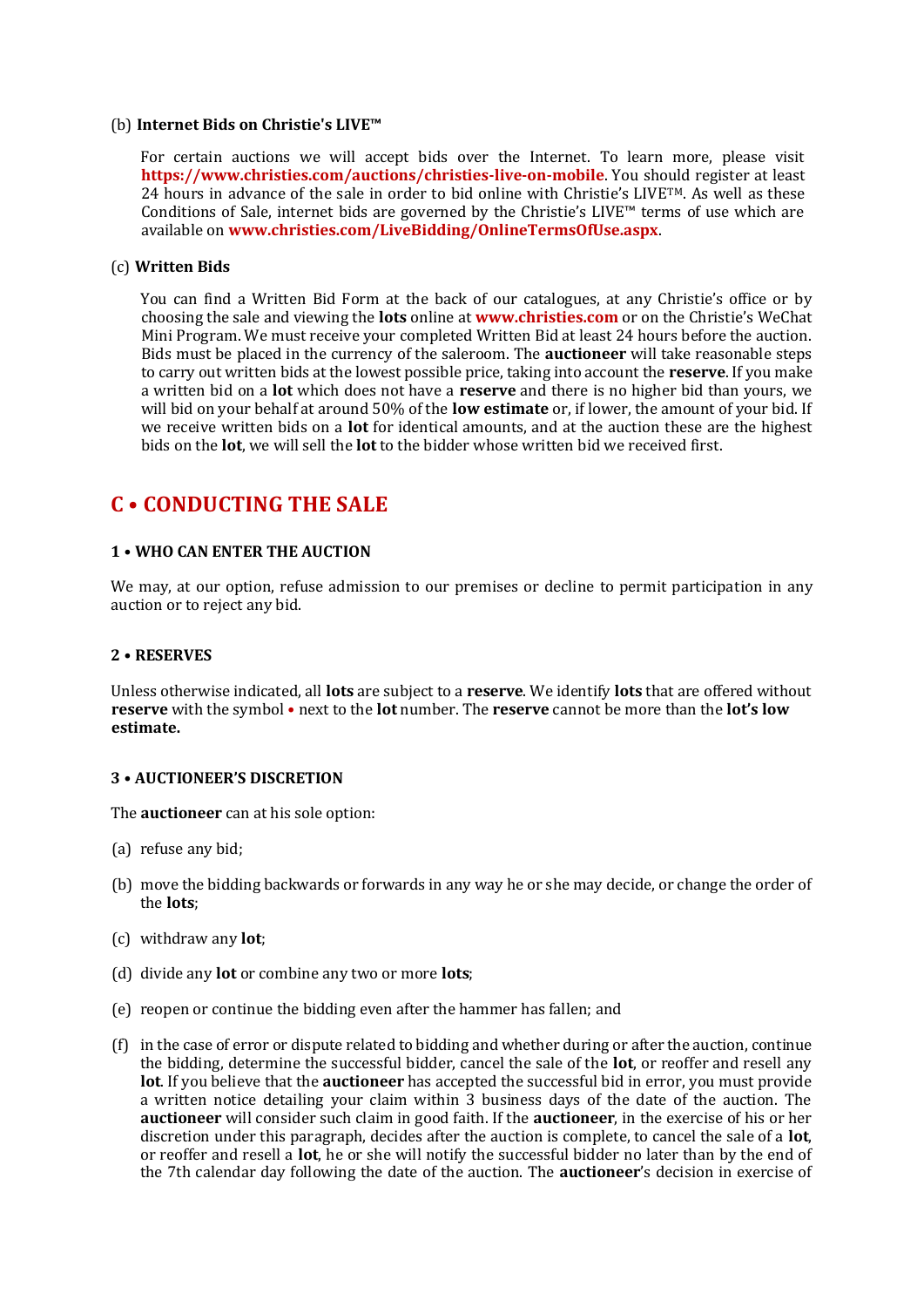(b) **Internet Bids on Christie's LIVE™**

For certain auctions we will accept bids over the Internet. To learn more, please visit **https://www.christies.com/auctions/christies-live-on-mobile**. You should register at least 24 hours in advance of the sale in order to bid online with Christie's LIVE™. As well as these Conditions of Sale, internet bids are governed by the Christie's LIVE™ terms of use which are available on **www.christies.com/LiveBidding/OnlineTermsOfUse.aspx**.

(c) **Written Bids**

You can find a Written Bid Form at the back of our catalogues, at any Christie's office or by choosing the sale and viewing the **lots** online at **www.christies.com** or on the Christie's WeChat Mini Program. We must receive your completed Written Bid at least 24 hours before the auction. Bids must be placed in the currency of the saleroom. The **auctioneer** will take reasonable steps to carry out written bids at the lowest possible price, taking into account the **reserve**. If you make a written bid on a **lot** which does not have a **reserve** and there is no higher bid than yours, we will bid on your behalf at around 50% of the **low estimate** or, if lower, the amount of your bid. If we receive written bids on a **lot** for identical amounts, and at the auction these are the highest bids on the **lot**, we will sell the **lot** to the bidder whose written bid we received first.

## C • CONDUCTING THE SALE

### 1 • WHO CAN ENTER THE AUCTION

We may, at our option, refuse admission to our premises or decline to permit participation in any auction or to reject any bid.

### 2 • RESERVES

Unless otherwise indicated, all **lots** are subject to a **reserve**. We identify **lots** that are offered without **reserve** with the symbol • next to the **lot** number. The **reserve** cannot be more than the **lot's low estimate.**

### 3 • AUCTIONEER'S DISCRETION

The **auctioneer** can at his sole option:

(a) refuse any bid;

(b) move the bidding backwards or forwards in any way he or she may decide, or change the order of the **lots**;

(c) withdraw any **lot**;

(d) divide any **lot** or combine any two or more **lots**;

(e) reopen or continue the bidding even after the hammer has fallen; and

(f) in the case of error or dispute related to bidding and whether during or after the auction, continue the bidding, determine the successful bidder, cancel the sale of the **lot**, or reoffer and resell any **lot**. If you believe that the **auctioneer** has accepted the successful bid in error, you must provide a written notice detailing your claim within 3 business days of the date of the auction. The **auctioneer** will consider such claim in good faith. If the **auctioneer**, in the exercise of his or her discretion under this paragraph, decides after the auction is complete, to cancel the sale of a **lot**, or reoffer and resell a **lot**, he or she will notify the successful bidder no later than by the end of the 7th calendar day following the date of the auction. The **auctioneer**'s decision in exercise of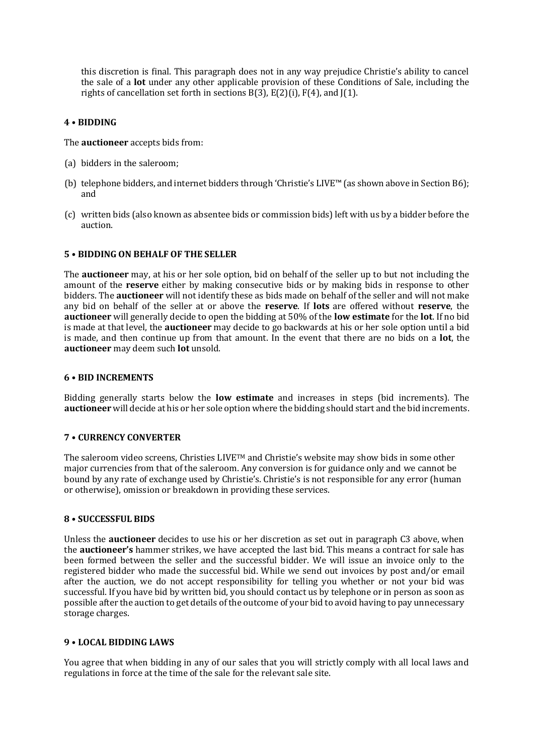this discretion is final. This paragraph does not in any way prejudice Christie's ability to cancel the sale of a **lot** under any other applicable provision of these Conditions of Sale, including the rights of cancellation set forth in sections B(3), E(2)(i), F(4), and J(1).

### 4 • BIDDING

The **auctioneer** accepts bids from:

(a) bidders in the saleroom;

(b) telephone bidders, and internet bidders through 'Christie's LIVE™ (as shown above in Section B6); and

(c) written bids (also known as absentee bids or commission bids) left with us by a bidder before the auction.

### 5 • BIDDING ON BEHALF OF THE SELLER

The **auctioneer** may, at his or her sole option, bid on behalf of the seller up to but not including the amount of the **reserve** either by making consecutive bids or by making bids in response to other bidders. The **auctioneer** will not identify these as bids made on behalf of the seller and will not make any bid on behalf of the seller at or above the **reserve**. If **lots** are offered without **reserve**, the **auctioneer** will generally decide to open the bidding at 50% of the **low estimate** for the **lot**. If no bid is made at that level, the **auctioneer** may decide to go backwards at his or her sole option until a bid is made, and then continue up from that amount. In the event that there are no bids on a **lot**, the **auctioneer** may deem such **lot** unsold.

### 6 • BID INCREMENTS

Bidding generally starts below the **low estimate** and increases in steps (bid increments). The **auctioneer** will decide at his or her sole option where the bidding should start and the bid increments.

### 7 • CURRENCY CONVERTER

The saleroom video screens, Christies LIVE™ and Christie's website may show bids in some other major currencies from that of the saleroom. Any conversion is for guidance only and we cannot be bound by any rate of exchange used by Christie's. Christie's is not responsible for any error (human or otherwise), omission or breakdown in providing these services.

### 8 • SUCCESSFUL BIDS

Unless the **auctioneer** decides to use his or her discretion as set out in paragraph C3 above, when the **auctioneer's** hammer strikes, we have accepted the last bid. This means a contract for sale has been formed between the seller and the successful bidder. We will issue an invoice only to the registered bidder who made the successful bid. While we send out invoices by post and/or email after the auction, we do not accept responsibility for telling you whether or not your bid was successful. If you have bid by written bid, you should contact us by telephone or in person as soon as possible after the auction to get details of the outcome of your bid to avoid having to pay unnecessary storage charges.

### 9 • LOCAL BIDDING LAWS

You agree that when bidding in any of our sales that you will strictly comply with all local laws and regulations in force at the time of the sale for the relevant sale site.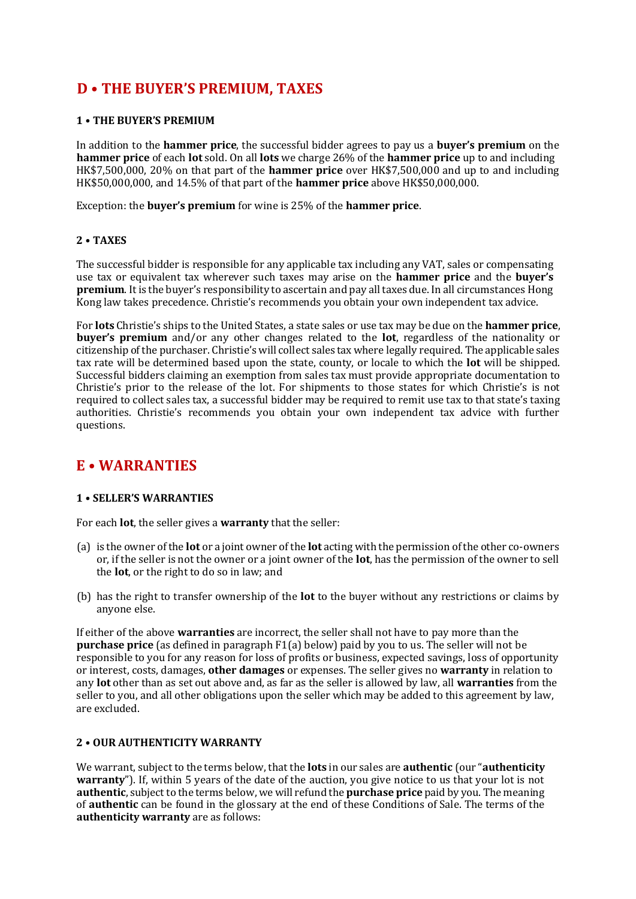# D • THE BUYER'S PREMIUM, TAXES

### 1 • THE BUYER'S PREMIUM

In addition to the **hammer price**, the successful bidder agrees to pay us a **buyer's premium** on the **hammer price** of each **lot** sold. On all **lots** we charge 26% of the **hammer price** up to and including HK$7,500,000, 20% on that part of the **hammer price** over HK$7,500,000 and up to and including HK$50,000,000, and 14.5% of that part of the **hammer price** above HK$50,000,000.

Exception: the **buyer's premium** for wine is 25% of the **hammer price**.

### 2 • TAXES

The successful bidder is responsible for any applicable tax including any VAT, sales or compensating use tax or equivalent tax wherever such taxes may arise on the **hammer price** and the **buyer's premium**. It is the buyer's responsibility to ascertain and pay all taxes due. In all circumstances Hong Kong law takes precedence. Christie's recommends you obtain your own independent tax advice.

For **lots** Christie's ships to the United States, a state sales or use tax may be due on the **hammer price**, **buyer's premium** and/or any other changes related to the **lot**, regardless of the nationality or citizenship of the purchaser. Christie's will collect sales tax where legally required. The applicable sales tax rate will be determined based upon the state, county, or locale to which the **lot** will be shipped. Successful bidders claiming an exemption from sales tax must provide appropriate documentation to Christie's prior to the release of the lot. For shipments to those states for which Christie's is not required to collect sales tax, a successful bidder may be required to remit use tax to that state's taxing authorities. Christie's recommends you obtain your own independent tax advice with further questions.

# E • WARRANTIES

### 1 • SELLER'S WARRANTIES

For each **lot**, the seller gives a **warranty** that the seller:

(a) is the owner of the **lot** or a joint owner of the **lot** acting with the permission of the other co-owners or, if the seller is not the owner or a joint owner of the **lot**, has the permission of the owner to sell the **lot**, or the right to do so in law; and

(b) has the right to transfer ownership of the **lot** to the buyer without any restrictions or claims by anyone else.

If either of the above **warranties** are incorrect, the seller shall not have to pay more than the **purchase price** (as defined in paragraph F1(a) below) paid by you to us. The seller will not be responsible to you for any reason for loss of profits or business, expected savings, loss of opportunity or interest, costs, damages, **other damages** or expenses. The seller gives no **warranty** in relation to any **lot** other than as set out above and, as far as the seller is allowed by law, all **warranties** from the seller to you, and all other obligations upon the seller which may be added to this agreement by law, are excluded.

### 2 • OUR AUTHENTICITY WARRANTY

We warrant, subject to the terms below, that the **lots** in our sales are **authentic** (our "**authenticity warranty**"). If, within 5 years of the date of the auction, you give notice to us that your lot is not **authentic**, subject to the terms below, we will refund the **purchase price** paid by you. The meaning of **authentic** can be found in the glossary at the end of these Conditions of Sale. The terms of the **authenticity warranty** are as follows: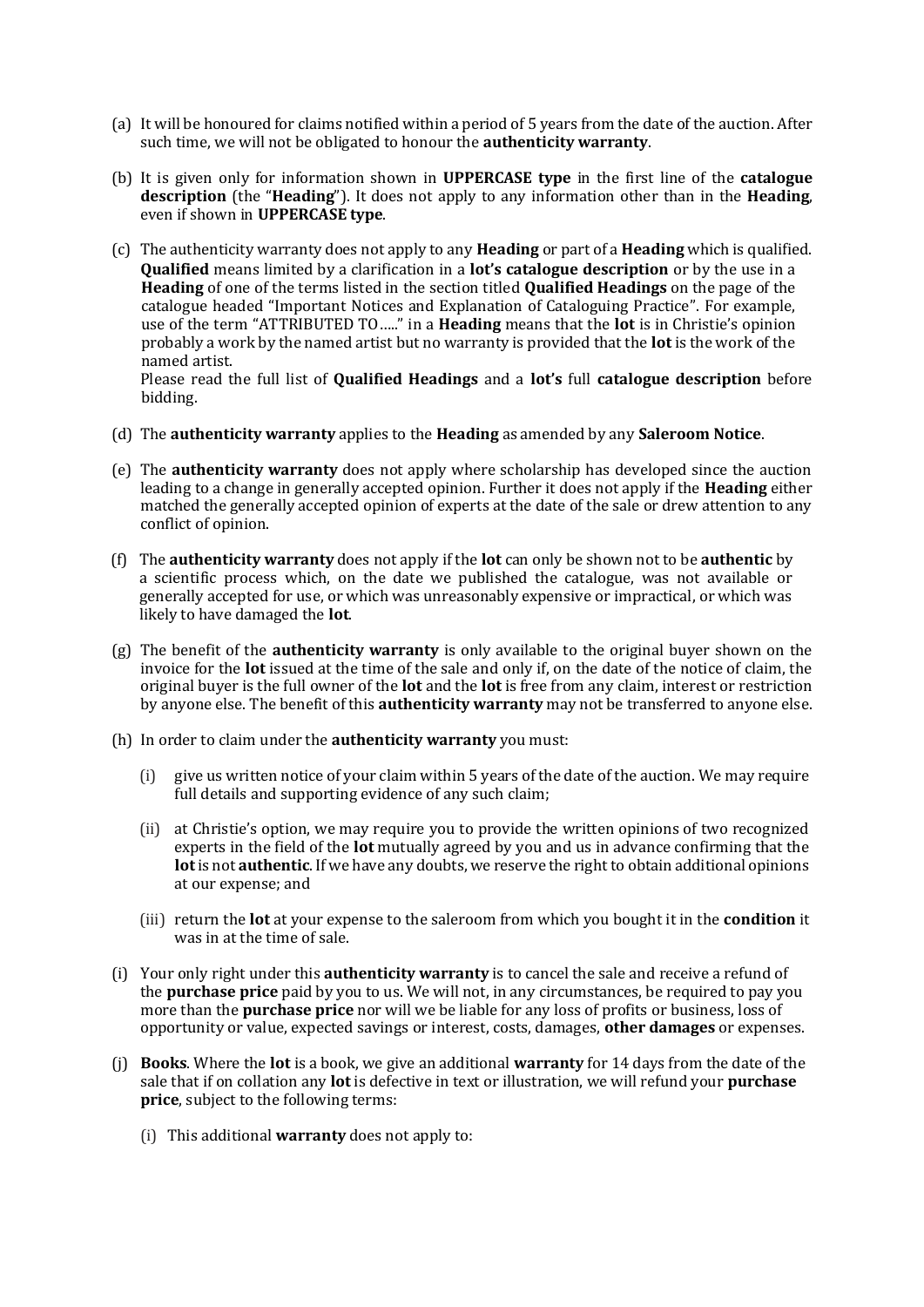(a) It will be honoured for claims notified within a period of 5 years from the date of the auction. After such time, we will not be obligated to honour the **authenticity warranty**.

(b) It is given only for information shown in **UPPERCASE type** in the first line of the **catalogue description** (the "**Heading**"). It does not apply to any information other than in the **Heading**, even if shown in **UPPERCASE type**.

(c) The authenticity warranty does not apply to any **Heading** or part of a **Heading** which is qualified. **Qualified** means limited by a clarification in a **lot's catalogue description** or by the use in a **Heading** of one of the terms listed in the section titled **Qualified Headings** on the page of the catalogue headed "Important Notices and Explanation of Cataloguing Practice". For example, use of the term "ATTRIBUTED TO…." in a **Heading** means that the **lot** is in Christie's opinion probably a work by the named artist but no warranty is provided that the **lot** is the work of the named artist.
Please read the full list of **Qualified Headings** and a **lot's** full **catalogue description** before bidding.

(d) The **authenticity warranty** applies to the **Heading** as amended by any **Saleroom Notice**.

(e) The **authenticity warranty** does not apply where scholarship has developed since the auction leading to a change in generally accepted opinion. Further it does not apply if the **Heading** either matched the generally accepted opinion of experts at the date of the sale or drew attention to any conflict of opinion.

(f) The **authenticity warranty** does not apply if the **lot** can only be shown not to be **authentic** by a scientific process which, on the date we published the catalogue, was not available or generally accepted for use, or which was unreasonably expensive or impractical, or which was likely to have damaged the **lot**.

(g) The benefit of the **authenticity warranty** is only available to the original buyer shown on the invoice for the **lot** issued at the time of the sale and only if, on the date of the notice of claim, the original buyer is the full owner of the **lot** and the **lot** is free from any claim, interest or restriction by anyone else. The benefit of this **authenticity warranty** may not be transferred to anyone else.

(h) In order to claim under the **authenticity warranty** you must:

  (i) give us written notice of your claim within 5 years of the date of the auction. We may require full details and supporting evidence of any such claim;

  (ii) at Christie's option, we may require you to provide the written opinions of two recognized experts in the field of the **lot** mutually agreed by you and us in advance confirming that the **lot** is not **authentic**. If we have any doubts, we reserve the right to obtain additional opinions at our expense; and

  (iii) return the **lot** at your expense to the saleroom from which you bought it in the **condition** it was in at the time of sale.

(i) Your only right under this **authenticity warranty** is to cancel the sale and receive a refund of the **purchase price** paid by you to us. We will not, in any circumstances, be required to pay you more than the **purchase price** nor will we be liable for any loss of profits or business, loss of opportunity or value, expected savings or interest, costs, damages, **other damages** or expenses.

(j) **Books**. Where the **lot** is a book, we give an additional **warranty** for 14 days from the date of the sale that if on collation any **lot** is defective in text or illustration, we will refund your **purchase price**, subject to the following terms:

  (i) This additional **warranty** does not apply to: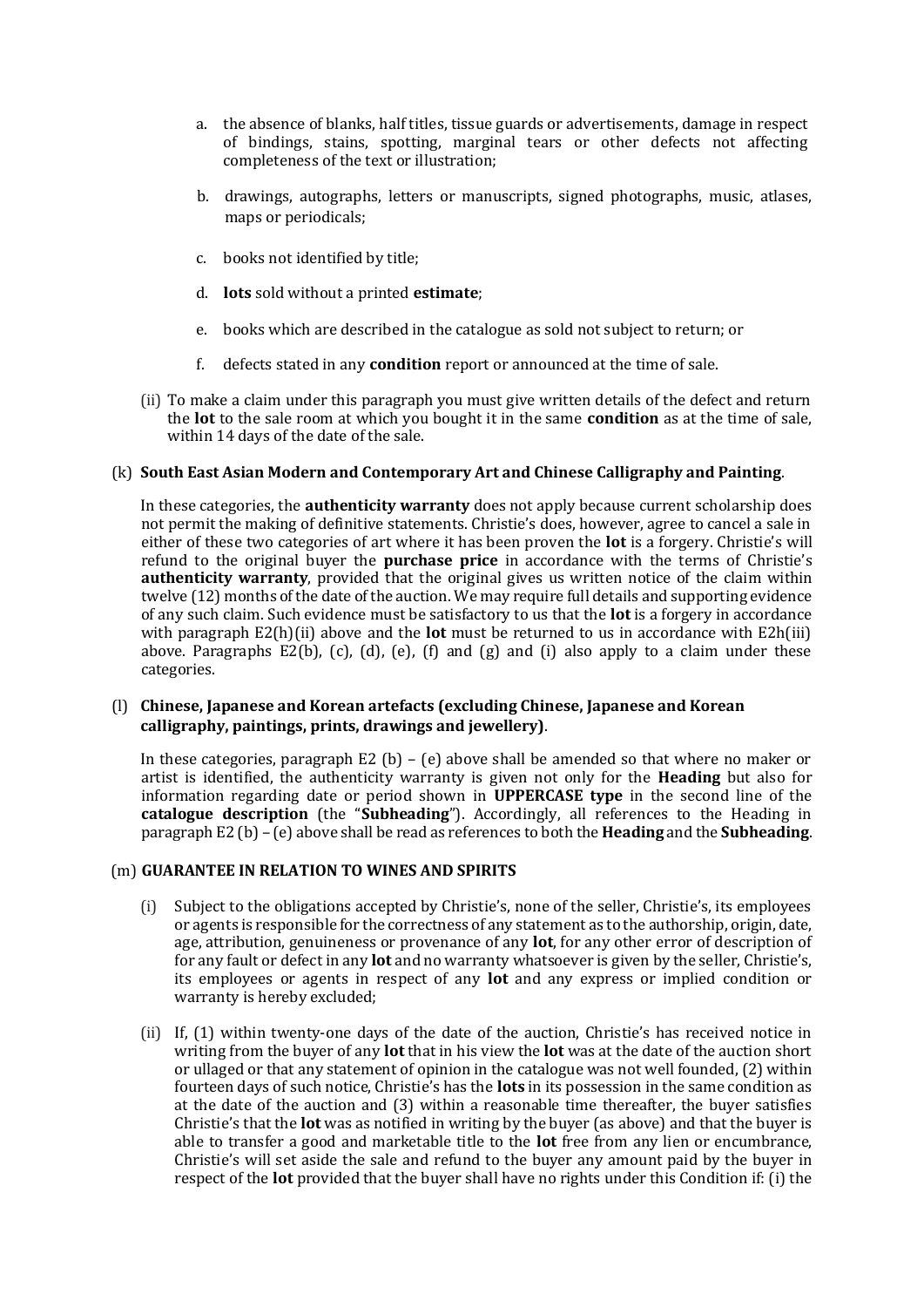a. the absence of blanks, half titles, tissue guards or advertisements, damage in respect of bindings, stains, spotting, marginal tears or other defects not affecting completeness of the text or illustration;

b. drawings, autographs, letters or manuscripts, signed photographs, music, atlases, maps or periodicals;

c. books not identified by title;

d. **lots** sold without a printed **estimate**;

e. books which are described in the catalogue as sold not subject to return; or

f. defects stated in any **condition** report or announced at the time of sale.

(ii) To make a claim under this paragraph you must give written details of the defect and return the **lot** to the sale room at which you bought it in the same **condition** as at the time of sale, within 14 days of the date of the sale.

(k) **South East Asian Modern and Contemporary Art and Chinese Calligraphy and Painting**.

In these categories, the **authenticity warranty** does not apply because current scholarship does not permit the making of definitive statements. Christie's does, however, agree to cancel a sale in either of these two categories of art where it has been proven the **lot** is a forgery. Christie's will refund to the original buyer the **purchase price** in accordance with the terms of Christie's **authenticity warranty**, provided that the original gives us written notice of the claim within twelve (12) months of the date of the auction. We may require full details and supporting evidence of any such claim. Such evidence must be satisfactory to us that the **lot** is a forgery in accordance with paragraph E2(h)(ii) above and the **lot** must be returned to us in accordance with E2h(iii) above. Paragraphs E2(b), (c), (d), (e), (f) and (g) and (i) also apply to a claim under these categories.

(l) **Chinese, Japanese and Korean artefacts (excluding Chinese, Japanese and Korean calligraphy, paintings, prints, drawings and jewellery)**.

In these categories, paragraph E2 (b) – (e) above shall be amended so that where no maker or artist is identified, the authenticity warranty is given not only for the **Heading** but also for information regarding date or period shown in **UPPERCASE type** in the second line of the **catalogue description** (the "**Subheading**"). Accordingly, all references to the Heading in paragraph E2 (b) – (e) above shall be read as references to both the **Heading** and the **Subheading**.

(m) **GUARANTEE IN RELATION TO WINES AND SPIRITS**

(i) Subject to the obligations accepted by Christie's, none of the seller, Christie's, its employees or agents is responsible for the correctness of any statement as to the authorship, origin, date, age, attribution, genuineness or provenance of any **lot**, for any other error of description of for any fault or defect in any **lot** and no warranty whatsoever is given by the seller, Christie's, its employees or agents in respect of any **lot** and any express or implied condition or warranty is hereby excluded;

(ii) If, (1) within twenty-one days of the date of the auction, Christie's has received notice in writing from the buyer of any **lot** that in his view the **lot** was at the date of the auction short or ullaged or that any statement of opinion in the catalogue was not well founded, (2) within fourteen days of such notice, Christie's has the **lots** in its possession in the same condition as at the date of the auction and (3) within a reasonable time thereafter, the buyer satisfies Christie's that the **lot** was as notified in writing by the buyer (as above) and that the buyer is able to transfer a good and marketable title to the **lot** free from any lien or encumbrance, Christie's will set aside the sale and refund to the buyer any amount paid by the buyer in respect of the **lot** provided that the buyer shall have no rights under this Condition if: (i) the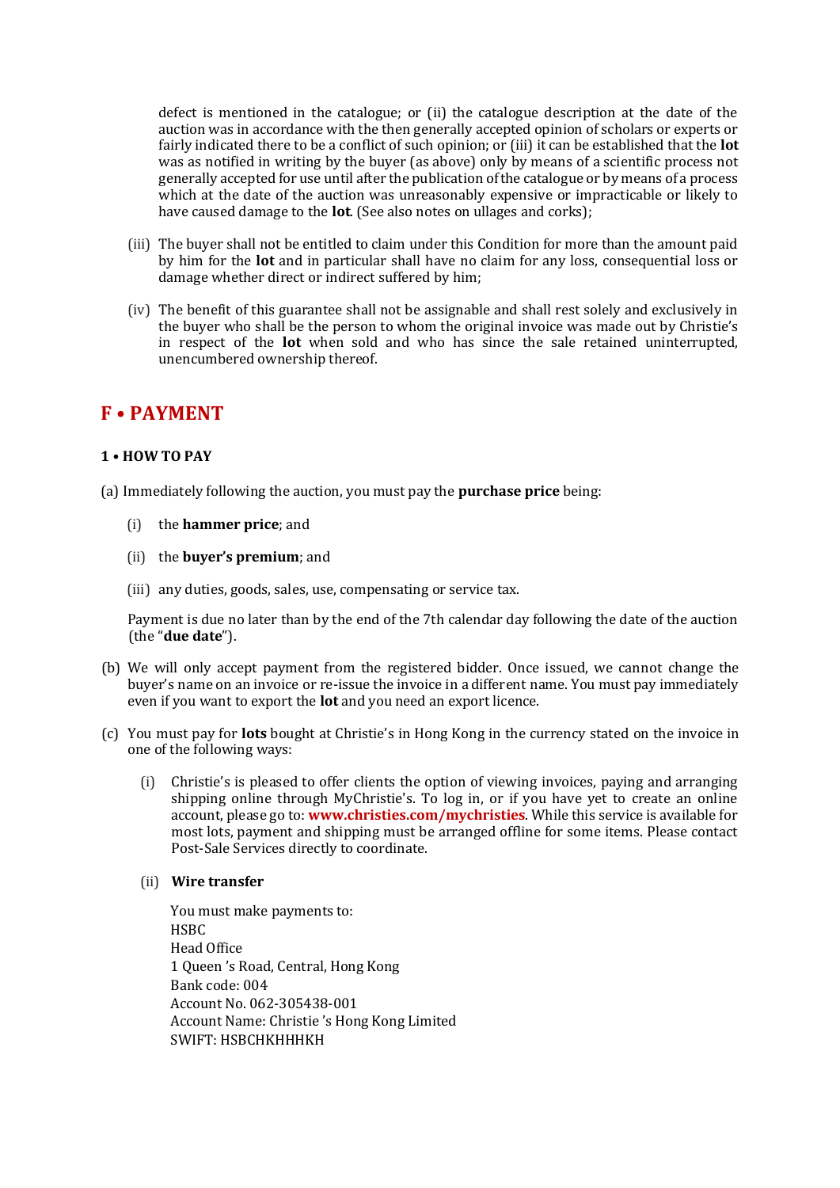defect is mentioned in the catalogue; or (ii) the catalogue description at the date of the auction was in accordance with the then generally accepted opinion of scholars or experts or fairly indicated there to be a conflict of such opinion; or (iii) it can be established that the **lot** was as notified in writing by the buyer (as above) only by means of a scientific process not generally accepted for use until after the publication of the catalogue or by means of a process which at the date of the auction was unreasonably expensive or impracticable or likely to have caused damage to the **lot**. (See also notes on ullages and corks);

(iii) The buyer shall not be entitled to claim under this Condition for more than the amount paid by him for the **lot** and in particular shall have no claim for any loss, consequential loss or damage whether direct or indirect suffered by him;

(iv) The benefit of this guarantee shall not be assignable and shall rest solely and exclusively in the buyer who shall be the person to whom the original invoice was made out by Christie's in respect of the **lot** when sold and who has since the sale retained uninterrupted, unencumbered ownership thereof.

## F • PAYMENT

### 1 • HOW TO PAY

(a) Immediately following the auction, you must pay the **purchase price** being:

(i) the **hammer price**; and

(ii) the **buyer's premium**; and

(iii) any duties, goods, sales, use, compensating or service tax.

Payment is due no later than by the end of the 7th calendar day following the date of the auction (the "**due date**").

(b) We will only accept payment from the registered bidder. Once issued, we cannot change the buyer's name on an invoice or re-issue the invoice in a different name. You must pay immediately even if you want to export the **lot** and you need an export licence.

(c) You must pay for **lots** bought at Christie's in Hong Kong in the currency stated on the invoice in one of the following ways:

(i) Christie's is pleased to offer clients the option of viewing invoices, paying and arranging shipping online through MyChristie's. To log in, or if you have yet to create an online account, please go to: **www.christies.com/mychristies**. While this service is available for most lots, payment and shipping must be arranged offline for some items. Please contact Post-Sale Services directly to coordinate.

(ii) **Wire transfer**

You must make payments to:
HSBC
Head Office
1 Queen 's Road, Central, Hong Kong
Bank code: 004
Account No. 062-305438-001
Account Name: Christie 's Hong Kong Limited
SWIFT: HSBCHKHHHKH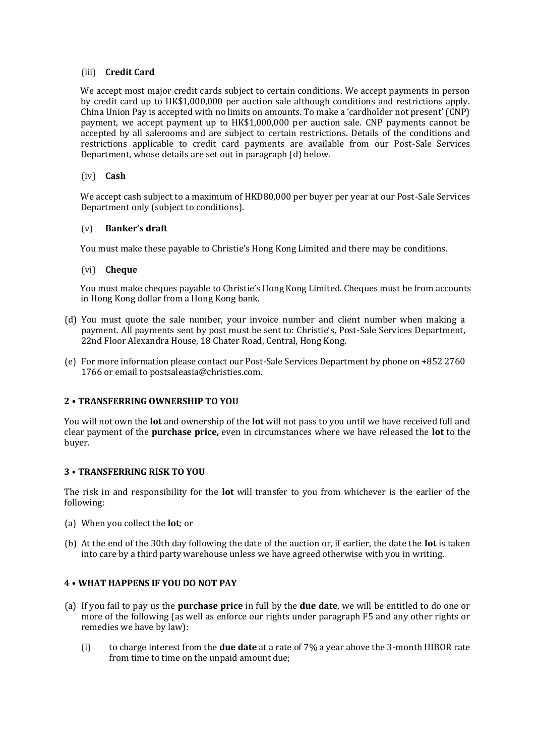(iii) **Credit Card**

We accept most major credit cards subject to certain conditions. We accept payments in person by credit card up to HK$1,000,000 per auction sale although conditions and restrictions apply. China Union Pay is accepted with no limits on amounts. To make a 'cardholder not present' (CNP) payment, we accept payment up to HK$1,000,000 per auction sale. CNP payments cannot be accepted by all salerooms and are subject to certain restrictions. Details of the conditions and restrictions applicable to credit card payments are available from our Post-Sale Services Department, whose details are set out in paragraph (d) below.

(iv) **Cash**

We accept cash subject to a maximum of HKD80,000 per buyer per year at our Post-Sale Services Department only (subject to conditions).

(v) **Banker's draft**

You must make these payable to Christie's Hong Kong Limited and there may be conditions.

(vi) **Cheque**

You must make cheques payable to Christie's Hong Kong Limited. Cheques must be from accounts in Hong Kong dollar from a Hong Kong bank.

(d) You must quote the sale number, your invoice number and client number when making a payment. All payments sent by post must be sent to: Christie's, Post-Sale Services Department, 22nd Floor Alexandra House, 18 Chater Road, Central, Hong Kong.

(e) For more information please contact our Post-Sale Services Department by phone on +852 2760 1766 or email to postsaleasia@christies.com.

### 2 • TRANSFERRING OWNERSHIP TO YOU

You will not own the **lot** and ownership of the **lot** will not pass to you until we have received full and clear payment of the **purchase price,** even in circumstances where we have released the **lot** to the buyer.

### 3 • TRANSFERRING RISK TO YOU

The risk in and responsibility for the **lot** will transfer to you from whichever is the earlier of the following:

(a) When you collect the **lot**; or

(b) At the end of the 30th day following the date of the auction or, if earlier, the date the **lot** is taken into care by a third party warehouse unless we have agreed otherwise with you in writing.

### 4 • WHAT HAPPENS IF YOU DO NOT PAY

(a) If you fail to pay us the **purchase price** in full by the **due date**, we will be entitled to do one or more of the following (as well as enforce our rights under paragraph F5 and any other rights or remedies we have by law):

(i) to charge interest from the **due date** at a rate of 7% a year above the 3-month HIBOR rate from time to time on the unpaid amount due;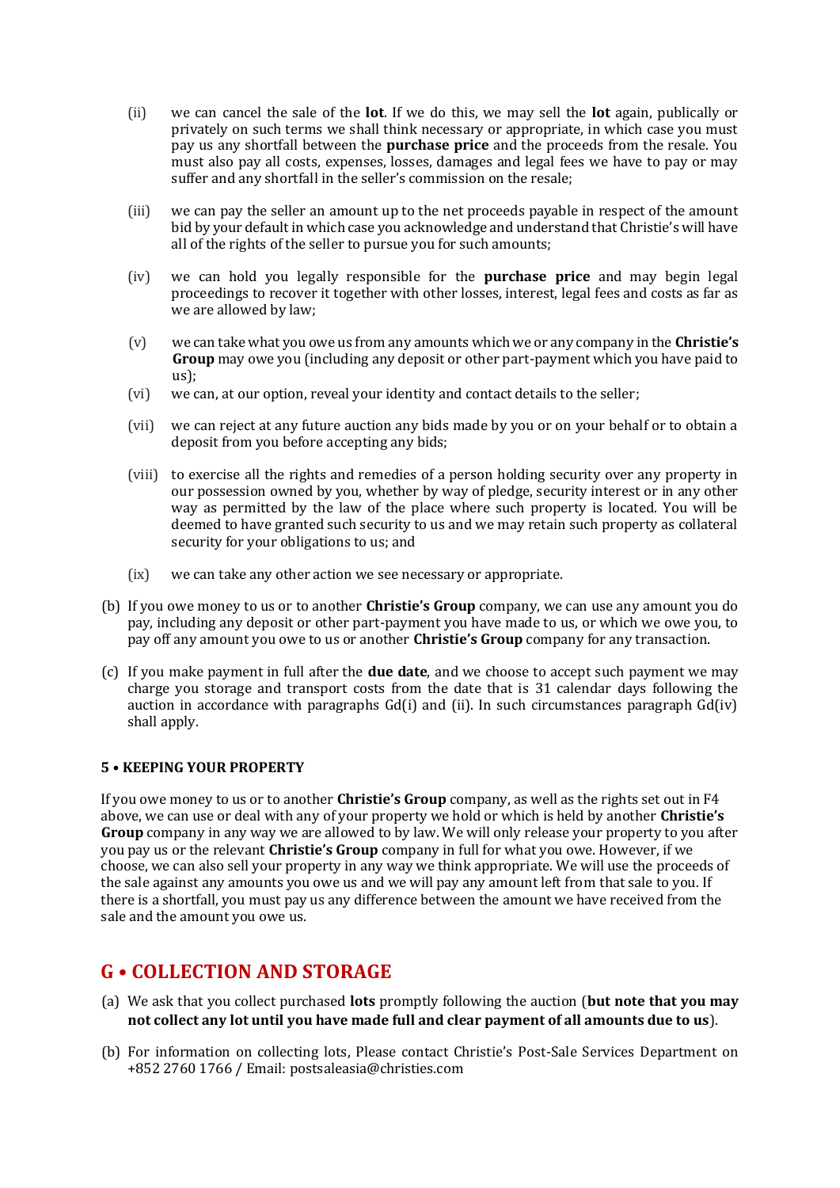(ii) we can cancel the sale of the **lot**. If we do this, we may sell the **lot** again, publically or privately on such terms we shall think necessary or appropriate, in which case you must pay us any shortfall between the **purchase price** and the proceeds from the resale. You must also pay all costs, expenses, losses, damages and legal fees we have to pay or may suffer and any shortfall in the seller's commission on the resale;

(iii) we can pay the seller an amount up to the net proceeds payable in respect of the amount bid by your default in which case you acknowledge and understand that Christie's will have all of the rights of the seller to pursue you for such amounts;

(iv) we can hold you legally responsible for the **purchase price** and may begin legal proceedings to recover it together with other losses, interest, legal fees and costs as far as we are allowed by law;

(v) we can take what you owe us from any amounts which we or any company in the **Christie's Group** may owe you (including any deposit or other part-payment which you have paid to us);

(vi) we can, at our option, reveal your identity and contact details to the seller;

(vii) we can reject at any future auction any bids made by you or on your behalf or to obtain a deposit from you before accepting any bids;

(viii) to exercise all the rights and remedies of a person holding security over any property in our possession owned by you, whether by way of pledge, security interest or in any other way as permitted by the law of the place where such property is located. You will be deemed to have granted such security to us and we may retain such property as collateral security for your obligations to us; and

(ix) we can take any other action we see necessary or appropriate.

(b) If you owe money to us or to another **Christie's Group** company, we can use any amount you do pay, including any deposit or other part-payment you have made to us, or which we owe you, to pay off any amount you owe to us or another **Christie's Group** company for any transaction.

(c) If you make payment in full after the **due date**, and we choose to accept such payment we may charge you storage and transport costs from the date that is 31 calendar days following the auction in accordance with paragraphs Gd(i) and (ii). In such circumstances paragraph Gd(iv) shall apply.

**5 • KEEPING YOUR PROPERTY**

If you owe money to us or to another **Christie's Group** company, as well as the rights set out in F4 above, we can use or deal with any of your property we hold or which is held by another **Christie's Group** company in any way we are allowed to by law. We will only release your property to you after you pay us or the relevant **Christie's Group** company in full for what you owe. However, if we choose, we can also sell your property in any way we think appropriate. We will use the proceeds of the sale against any amounts you owe us and we will pay any amount left from that sale to you. If there is a shortfall, you must pay us any difference between the amount we have received from the sale and the amount you owe us.

## G • COLLECTION AND STORAGE

(a) We ask that you collect purchased **lots** promptly following the auction (**but note that you may not collect any lot until you have made full and clear payment of all amounts due to us**).

(b) For information on collecting lots, Please contact Christie's Post-Sale Services Department on +852 2760 1766 / Email: postsaleasia@christies.com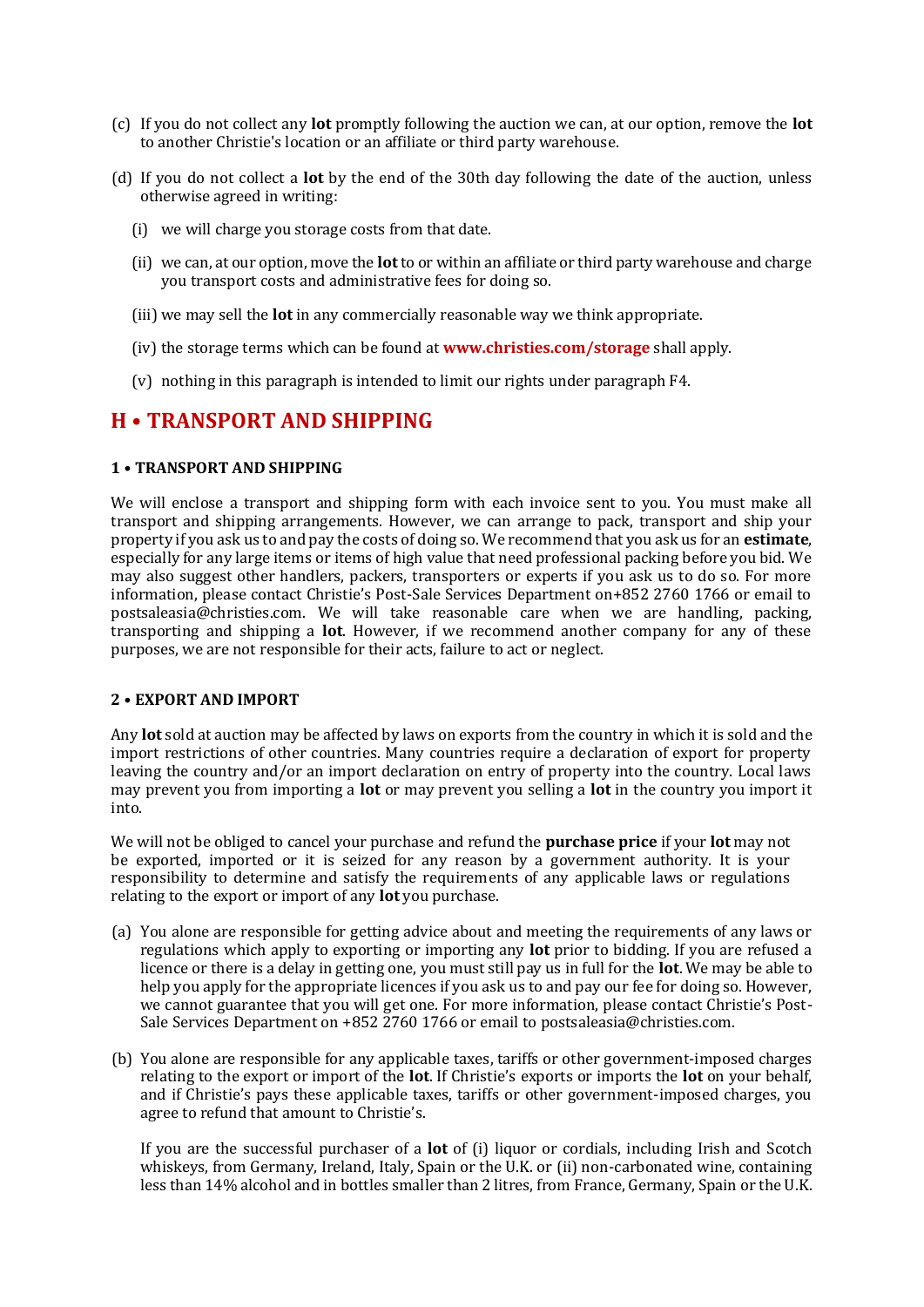(c) If you do not collect any **lot** promptly following the auction we can, at our option, remove the **lot** to another Christie's location or an affiliate or third party warehouse.

(d) If you do not collect a **lot** by the end of the 30th day following the date of the auction, unless otherwise agreed in writing:

(i) we will charge you storage costs from that date.

(ii) we can, at our option, move the **lot** to or within an affiliate or third party warehouse and charge you transport costs and administrative fees for doing so.

(iii) we may sell the **lot** in any commercially reasonable way we think appropriate.

(iv) the storage terms which can be found at **www.christies.com/storage** shall apply.

(v) nothing in this paragraph is intended to limit our rights under paragraph F4.

## H • TRANSPORT AND SHIPPING

### 1 • TRANSPORT AND SHIPPING

We will enclose a transport and shipping form with each invoice sent to you. You must make all transport and shipping arrangements. However, we can arrange to pack, transport and ship your property if you ask us to and pay the costs of doing so. We recommend that you ask us for an **estimate**, especially for any large items or items of high value that need professional packing before you bid. We may also suggest other handlers, packers, transporters or experts if you ask us to do so. For more information, please contact Christie's Post-Sale Services Department on+852 2760 1766 or email to postsaleasia@christies.com. We will take reasonable care when we are handling, packing, transporting and shipping a **lot**. However, if we recommend another company for any of these purposes, we are not responsible for their acts, failure to act or neglect.

### 2 • EXPORT AND IMPORT

Any **lot** sold at auction may be affected by laws on exports from the country in which it is sold and the import restrictions of other countries. Many countries require a declaration of export for property leaving the country and/or an import declaration on entry of property into the country. Local laws may prevent you from importing a **lot** or may prevent you selling a **lot** in the country you import it into.

We will not be obliged to cancel your purchase and refund the **purchase price** if your **lot** may not be exported, imported or it is seized for any reason by a government authority. It is your responsibility to determine and satisfy the requirements of any applicable laws or regulations relating to the export or import of any **lot** you purchase.

(a) You alone are responsible for getting advice about and meeting the requirements of any laws or regulations which apply to exporting or importing any **lot** prior to bidding. If you are refused a licence or there is a delay in getting one, you must still pay us in full for the **lot**. We may be able to help you apply for the appropriate licences if you ask us to and pay our fee for doing so. However, we cannot guarantee that you will get one. For more information, please contact Christie's Post-Sale Services Department on +852 2760 1766 or email to postsaleasia@christies.com.

(b) You alone are responsible for any applicable taxes, tariffs or other government-imposed charges relating to the export or import of the **lot**. If Christie's exports or imports the **lot** on your behalf, and if Christie's pays these applicable taxes, tariffs or other government-imposed charges, you agree to refund that amount to Christie's.

If you are the successful purchaser of a **lot** of (i) liquor or cordials, including Irish and Scotch whiskeys, from Germany, Ireland, Italy, Spain or the U.K. or (ii) non-carbonated wine, containing less than 14% alcohol and in bottles smaller than 2 litres, from France, Germany, Spain or the U.K.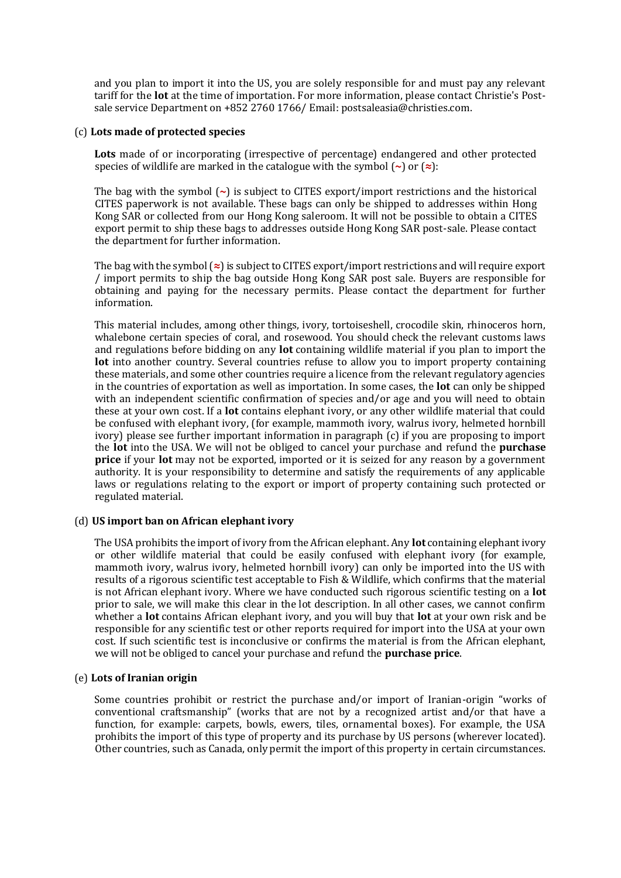and you plan to import it into the US, you are solely responsible for and must pay any relevant tariff for the **lot** at the time of importation. For more information, please contact Christie's Post-sale service Department on +852 2760 1766/ Email: postsaleasia@christies.com.

(c) **Lots made of protected species**

**Lots** made of or incorporating (irrespective of percentage) endangered and other protected species of wildlife are marked in the catalogue with the symbol (~) or (≈):

The bag with the symbol (~) is subject to CITES export/import restrictions and the historical CITES paperwork is not available. These bags can only be shipped to addresses within Hong Kong SAR or collected from our Hong Kong saleroom. It will not be possible to obtain a CITES export permit to ship these bags to addresses outside Hong Kong SAR post-sale. Please contact the department for further information.

The bag with the symbol (≈) is subject to CITES export/import restrictions and will require export / import permits to ship the bag outside Hong Kong SAR post sale. Buyers are responsible for obtaining and paying for the necessary permits. Please contact the department for further information.

This material includes, among other things, ivory, tortoiseshell, crocodile skin, rhinoceros horn, whalebone certain species of coral, and rosewood. You should check the relevant customs laws and regulations before bidding on any **lot** containing wildlife material if you plan to import the **lot** into another country. Several countries refuse to allow you to import property containing these materials, and some other countries require a licence from the relevant regulatory agencies in the countries of exportation as well as importation. In some cases, the **lot** can only be shipped with an independent scientific confirmation of species and/or age and you will need to obtain these at your own cost. If a **lot** contains elephant ivory, or any other wildlife material that could be confused with elephant ivory, (for example, mammoth ivory, walrus ivory, helmeted hornbill ivory) please see further important information in paragraph (c) if you are proposing to import the **lot** into the USA. We will not be obliged to cancel your purchase and refund the **purchase price** if your **lot** may not be exported, imported or it is seized for any reason by a government authority. It is your responsibility to determine and satisfy the requirements of any applicable laws or regulations relating to the export or import of property containing such protected or regulated material.

(d) **US import ban on African elephant ivory**

The USA prohibits the import of ivory from the African elephant. Any **lot** containing elephant ivory or other wildlife material that could be easily confused with elephant ivory (for example, mammoth ivory, walrus ivory, helmeted hornbill ivory) can only be imported into the US with results of a rigorous scientific test acceptable to Fish & Wildlife, which confirms that the material is not African elephant ivory. Where we have conducted such rigorous scientific testing on a **lot** prior to sale, we will make this clear in the lot description. In all other cases, we cannot confirm whether a **lot** contains African elephant ivory, and you will buy that **lot** at your own risk and be responsible for any scientific test or other reports required for import into the USA at your own cost. If such scientific test is inconclusive or confirms the material is from the African elephant, we will not be obliged to cancel your purchase and refund the **purchase price**.

(e) **Lots of Iranian origin**

Some countries prohibit or restrict the purchase and/or import of Iranian-origin "works of conventional craftsmanship" (works that are not by a recognized artist and/or that have a function, for example: carpets, bowls, ewers, tiles, ornamental boxes). For example, the USA prohibits the import of this type of property and its purchase by US persons (wherever located). Other countries, such as Canada, only permit the import of this property in certain circumstances.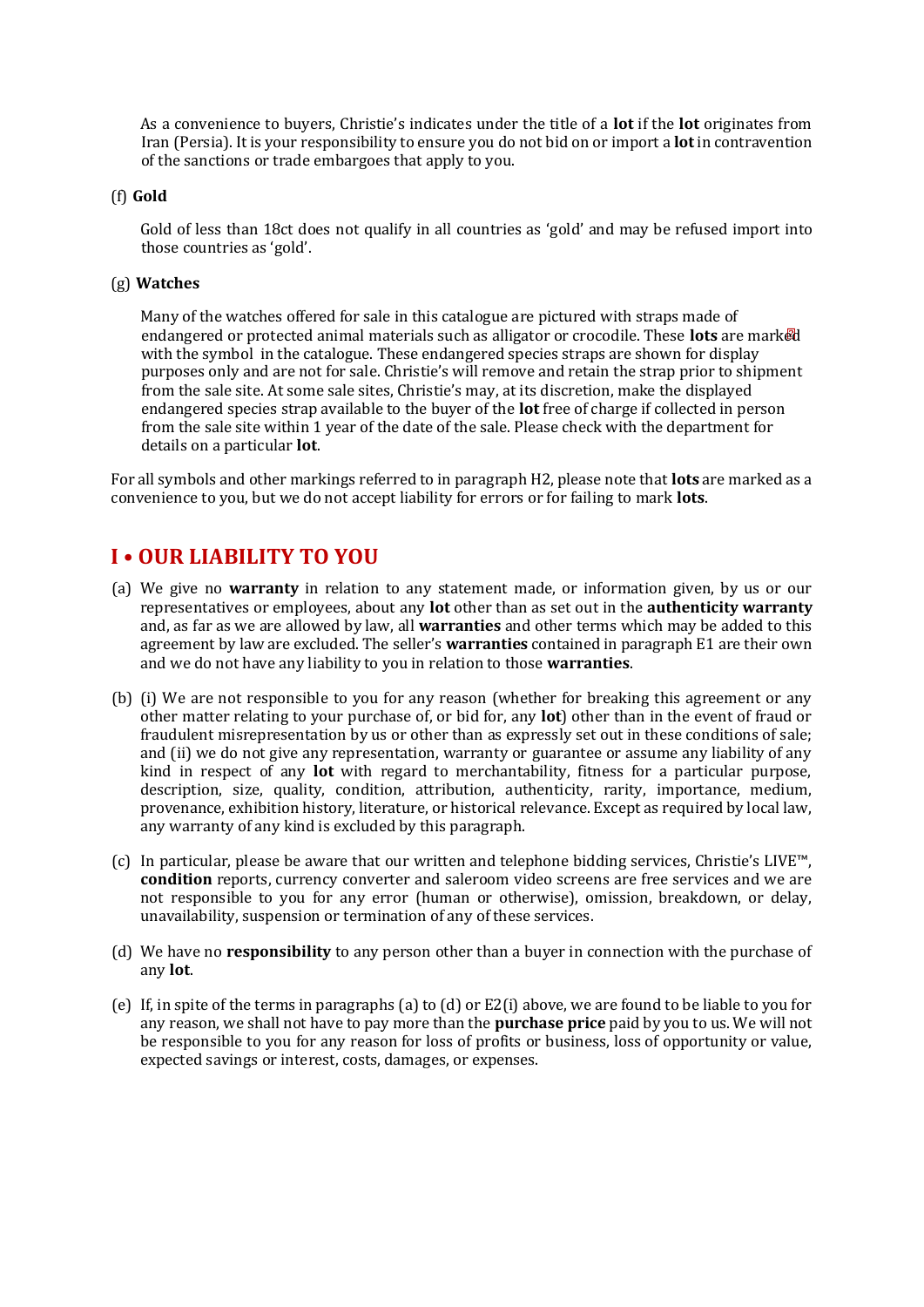As a convenience to buyers, Christie's indicates under the title of a **lot** if the **lot** originates from Iran (Persia). It is your responsibility to ensure you do not bid on or import a **lot** in contravention of the sanctions or trade embargoes that apply to you.

(f) **Gold**

Gold of less than 18ct does not qualify in all countries as 'gold' and may be refused import into those countries as 'gold'.

(g) **Watches**

Many of the watches offered for sale in this catalogue are pictured with straps made of endangered or protected animal materials such as alligator or crocodile. These **lots** are marked with the symbol in the catalogue. These endangered species straps are shown for display purposes only and are not for sale. Christie's will remove and retain the strap prior to shipment from the sale site. At some sale sites, Christie's may, at its discretion, make the displayed endangered species strap available to the buyer of the **lot** free of charge if collected in person from the sale site within 1 year of the date of the sale. Please check with the department for details on a particular **lot**.

For all symbols and other markings referred to in paragraph H2, please note that **lots** are marked as a convenience to you, but we do not accept liability for errors or for failing to mark **lots**.

## I • OUR LIABILITY TO YOU

(a) We give no **warranty** in relation to any statement made, or information given, by us or our representatives or employees, about any **lot** other than as set out in the **authenticity warranty** and, as far as we are allowed by law, all **warranties** and other terms which may be added to this agreement by law are excluded. The seller's **warranties** contained in paragraph E1 are their own and we do not have any liability to you in relation to those **warranties**.

(b) (i) We are not responsible to you for any reason (whether for breaking this agreement or any other matter relating to your purchase of, or bid for, any **lot**) other than in the event of fraud or fraudulent misrepresentation by us or other than as expressly set out in these conditions of sale; and (ii) we do not give any representation, warranty or guarantee or assume any liability of any kind in respect of any **lot** with regard to merchantability, fitness for a particular purpose, description, size, quality, condition, attribution, authenticity, rarity, importance, medium, provenance, exhibition history, literature, or historical relevance. Except as required by local law, any warranty of any kind is excluded by this paragraph.

(c) In particular, please be aware that our written and telephone bidding services, Christie's LIVE™, **condition** reports, currency converter and saleroom video screens are free services and we are not responsible to you for any error (human or otherwise), omission, breakdown, or delay, unavailability, suspension or termination of any of these services.

(d) We have no **responsibility** to any person other than a buyer in connection with the purchase of any **lot**.

(e) If, in spite of the terms in paragraphs (a) to (d) or E2(i) above, we are found to be liable to you for any reason, we shall not have to pay more than the **purchase price** paid by you to us. We will not be responsible to you for any reason for loss of profits or business, loss of opportunity or value, expected savings or interest, costs, damages, or expenses.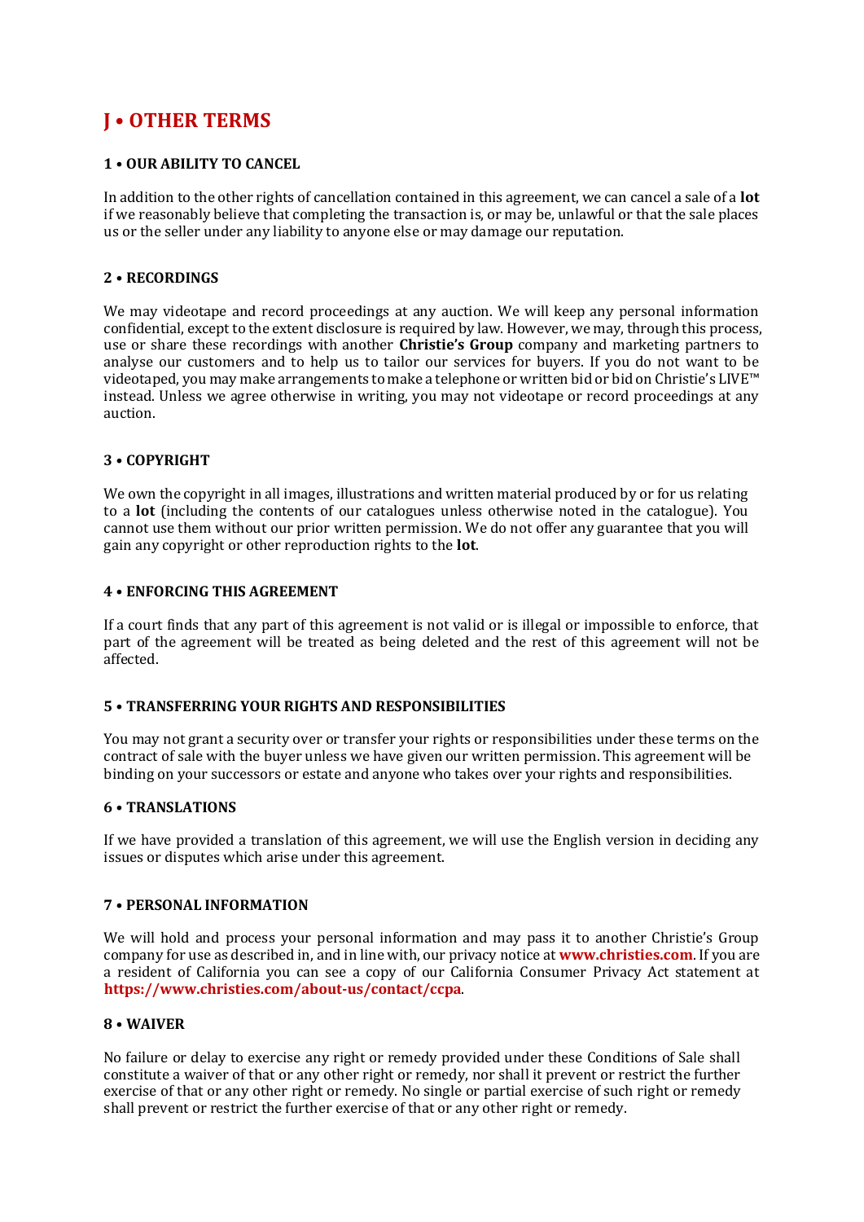# J • OTHER TERMS

### 1 • OUR ABILITY TO CANCEL

In addition to the other rights of cancellation contained in this agreement, we can cancel a sale of a **lot** if we reasonably believe that completing the transaction is, or may be, unlawful or that the sale places us or the seller under any liability to anyone else or may damage our reputation.

### 2 • RECORDINGS

We may videotape and record proceedings at any auction. We will keep any personal information confidential, except to the extent disclosure is required by law. However, we may, through this process, use or share these recordings with another **Christie's Group** company and marketing partners to analyse our customers and to help us to tailor our services for buyers. If you do not want to be videotaped, you may make arrangements to make a telephone or written bid or bid on Christie's LIVE™ instead. Unless we agree otherwise in writing, you may not videotape or record proceedings at any auction.

### 3 • COPYRIGHT

We own the copyright in all images, illustrations and written material produced by or for us relating to a **lot** (including the contents of our catalogues unless otherwise noted in the catalogue). You cannot use them without our prior written permission. We do not offer any guarantee that you will gain any copyright or other reproduction rights to the **lot**.

### 4 • ENFORCING THIS AGREEMENT

If a court finds that any part of this agreement is not valid or is illegal or impossible to enforce, that part of the agreement will be treated as being deleted and the rest of this agreement will not be affected.

### 5 • TRANSFERRING YOUR RIGHTS AND RESPONSIBILITIES

You may not grant a security over or transfer your rights or responsibilities under these terms on the contract of sale with the buyer unless we have given our written permission. This agreement will be binding on your successors or estate and anyone who takes over your rights and responsibilities.

### 6 • TRANSLATIONS

If we have provided a translation of this agreement, we will use the English version in deciding any issues or disputes which arise under this agreement.

### 7 • PERSONAL INFORMATION

We will hold and process your personal information and may pass it to another Christie's Group company for use as described in, and in line with, our privacy notice at **www.christies.com**. If you are a resident of California you can see a copy of our California Consumer Privacy Act statement at **https://www.christies.com/about-us/contact/ccpa**.

### 8 • WAIVER

No failure or delay to exercise any right or remedy provided under these Conditions of Sale shall constitute a waiver of that or any other right or remedy, nor shall it prevent or restrict the further exercise of that or any other right or remedy. No single or partial exercise of such right or remedy shall prevent or restrict the further exercise of that or any other right or remedy.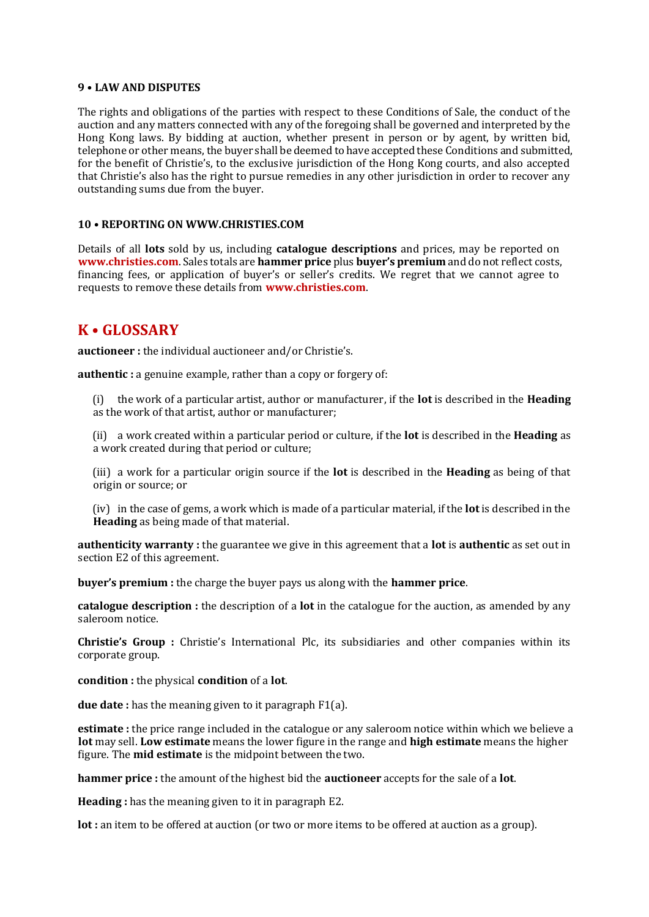#### 9 • LAW AND DISPUTES

The rights and obligations of the parties with respect to these Conditions of Sale, the conduct of the auction and any matters connected with any of the foregoing shall be governed and interpreted by the Hong Kong laws. By bidding at auction, whether present in person or by agent, by written bid, telephone or other means, the buyer shall be deemed to have accepted these Conditions and submitted, for the benefit of Christie's, to the exclusive jurisdiction of the Hong Kong courts, and also accepted that Christie's also has the right to pursue remedies in any other jurisdiction in order to recover any outstanding sums due from the buyer.

#### 10 • REPORTING ON WWW.CHRISTIES.COM

Details of all **lots** sold by us, including **catalogue descriptions** and prices, may be reported on **www.christies.com**. Sales totals are **hammer price** plus **buyer's premium** and do not reflect costs, financing fees, or application of buyer's or seller's credits. We regret that we cannot agree to requests to remove these details from **www.christies.com**.

## K • GLOSSARY

**auctioneer :** the individual auctioneer and/or Christie's.

**authentic :** a genuine example, rather than a copy or forgery of:

(i) the work of a particular artist, author or manufacturer, if the **lot** is described in the **Heading** as the work of that artist, author or manufacturer;

(ii) a work created within a particular period or culture, if the **lot** is described in the **Heading** as a work created during that period or culture;

(iii) a work for a particular origin source if the **lot** is described in the **Heading** as being of that origin or source; or

(iv) in the case of gems, a work which is made of a particular material, if the **lot** is described in the **Heading** as being made of that material.

**authenticity warranty :** the guarantee we give in this agreement that a **lot** is **authentic** as set out in section E2 of this agreement.

**buyer's premium :** the charge the buyer pays us along with the **hammer price**.

**catalogue description :** the description of a **lot** in the catalogue for the auction, as amended by any saleroom notice.

**Christie's Group :** Christie's International Plc, its subsidiaries and other companies within its corporate group.

**condition :** the physical **condition** of a **lot**.

**due date :** has the meaning given to it paragraph F1(a).

**estimate :** the price range included in the catalogue or any saleroom notice within which we believe a **lot** may sell. **Low estimate** means the lower figure in the range and **high estimate** means the higher figure. The **mid estimate** is the midpoint between the two.

**hammer price :** the amount of the highest bid the **auctioneer** accepts for the sale of a **lot**.

**Heading :** has the meaning given to it in paragraph E2.

**lot :** an item to be offered at auction (or two or more items to be offered at auction as a group).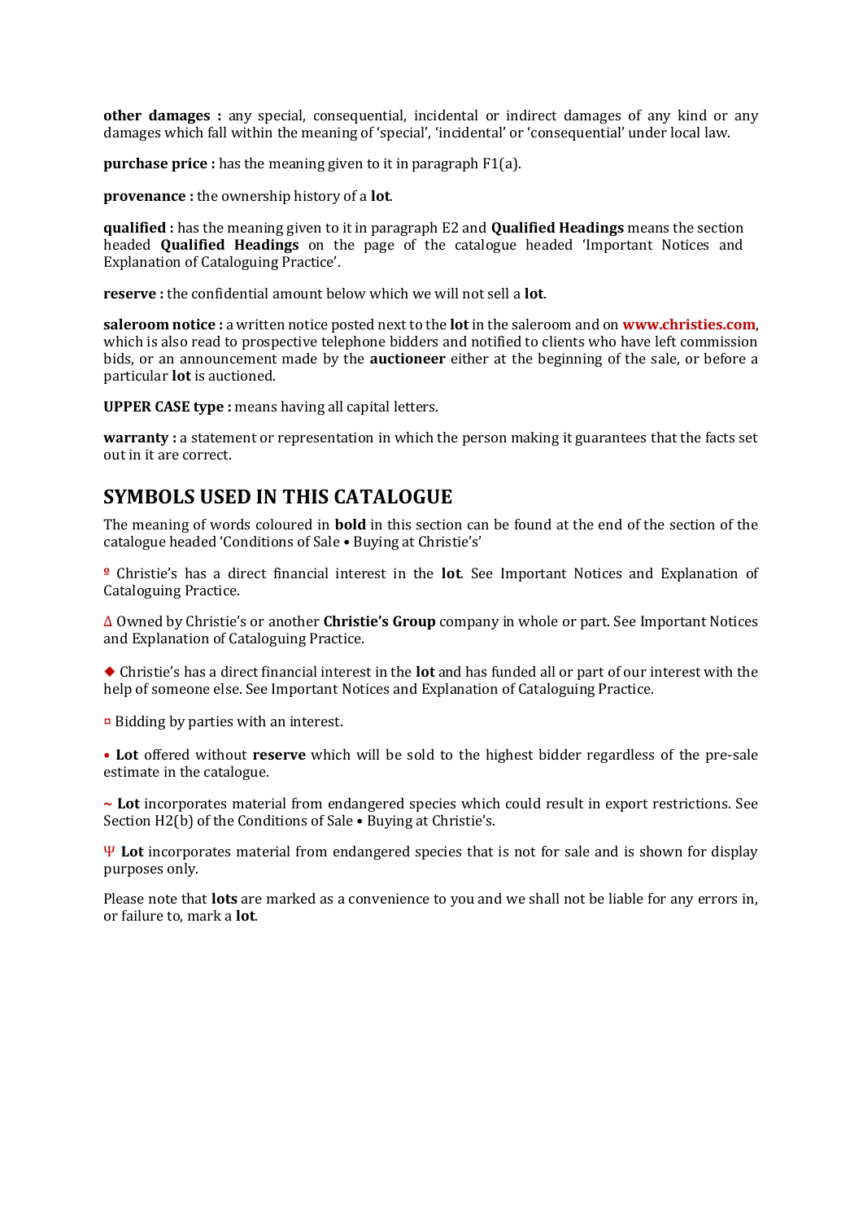**other damages :** any special, consequential, incidental or indirect damages of any kind or any damages which fall within the meaning of 'special', 'incidental' or 'consequential' under local law.

**purchase price :** has the meaning given to it in paragraph F1(a).

**provenance :** the ownership history of a **lot**.

**qualified :** has the meaning given to it in paragraph E2 and **Qualified Headings** means the section headed **Qualified Headings** on the page of the catalogue headed 'Important Notices and Explanation of Cataloguing Practice'.

**reserve :** the confidential amount below which we will not sell a **lot**.

**saleroom notice :** a written notice posted next to the **lot** in the saleroom and on **www.christies.com**, which is also read to prospective telephone bidders and notified to clients who have left commission bids, or an announcement made by the **auctioneer** either at the beginning of the sale, or before a particular **lot** is auctioned.

**UPPER CASE type :** means having all capital letters.

**warranty :** a statement or representation in which the person making it guarantees that the facts set out in it are correct.

## SYMBOLS USED IN THIS CATALOGUE

The meaning of words coloured in **bold** in this section can be found at the end of the section of the catalogue headed 'Conditions of Sale • Buying at Christie's'

º Christie's has a direct financial interest in the **lot**. See Important Notices and Explanation of Cataloguing Practice.

Δ Owned by Christie's or another **Christie's Group** company in whole or part. See Important Notices and Explanation of Cataloguing Practice.

◆ Christie's has a direct financial interest in the **lot** and has funded all or part of our interest with the help of someone else. See Important Notices and Explanation of Cataloguing Practice.

¤ Bidding by parties with an interest.

• **Lot** offered without **reserve** which will be sold to the highest bidder regardless of the pre-sale estimate in the catalogue.

~ **Lot** incorporates material from endangered species which could result in export restrictions. See Section H2(b) of the Conditions of Sale • Buying at Christie's.

Ψ **Lot** incorporates material from endangered species that is not for sale and is shown for display purposes only.

Please note that **lots** are marked as a convenience to you and we shall not be liable for any errors in, or failure to, mark a **lot**.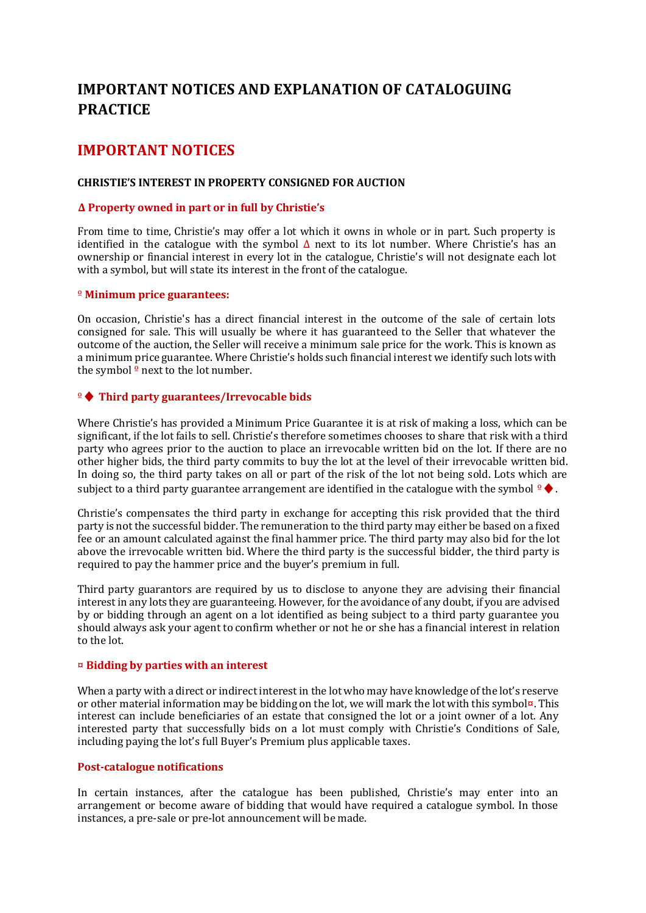# IMPORTANT NOTICES AND EXPLANATION OF CATALOGUING PRACTICE

## IMPORTANT NOTICES

#### CHRISTIE'S INTEREST IN PROPERTY CONSIGNED FOR AUCTION

#### Δ Property owned in part or in full by Christie's

From time to time, Christie's may offer a lot which it owns in whole or in part. Such property is identified in the catalogue with the symbol Δ next to its lot number. Where Christie's has an ownership or financial interest in every lot in the catalogue, Christie's will not designate each lot with a symbol, but will state its interest in the front of the catalogue.

#### º Minimum price guarantees:

On occasion, Christie's has a direct financial interest in the outcome of the sale of certain lots consigned for sale. This will usually be where it has guaranteed to the Seller that whatever the outcome of the auction, the Seller will receive a minimum sale price for the work. This is known as a minimum price guarantee. Where Christie's holds such financial interest we identify such lots with the symbol º next to the lot number.

#### º ♦ Third party guarantees/Irrevocable bids

Where Christie's has provided a Minimum Price Guarantee it is at risk of making a loss, which can be significant, if the lot fails to sell. Christie's therefore sometimes chooses to share that risk with a third party who agrees prior to the auction to place an irrevocable written bid on the lot. If there are no other higher bids, the third party commits to buy the lot at the level of their irrevocable written bid. In doing so, the third party takes on all or part of the risk of the lot not being sold. Lots which are subject to a third party guarantee arrangement are identified in the catalogue with the symbol º ♦.

Christie's compensates the third party in exchange for accepting this risk provided that the third party is not the successful bidder. The remuneration to the third party may either be based on a fixed fee or an amount calculated against the final hammer price. The third party may also bid for the lot above the irrevocable written bid. Where the third party is the successful bidder, the third party is required to pay the hammer price and the buyer's premium in full.

Third party guarantors are required by us to disclose to anyone they are advising their financial interest in any lots they are guaranteeing. However, for the avoidance of any doubt, if you are advised by or bidding through an agent on a lot identified as being subject to a third party guarantee you should always ask your agent to confirm whether or not he or she has a financial interest in relation to the lot.

#### ¤ Bidding by parties with an interest

When a party with a direct or indirect interest in the lot who may have knowledge of the lot's reserve or other material information may be bidding on the lot, we will mark the lot with this symbol¤. This interest can include beneficiaries of an estate that consigned the lot or a joint owner of a lot. Any interested party that successfully bids on a lot must comply with Christie's Conditions of Sale, including paying the lot's full Buyer's Premium plus applicable taxes.

#### Post-catalogue notifications

In certain instances, after the catalogue has been published, Christie's may enter into an arrangement or become aware of bidding that would have required a catalogue symbol. In those instances, a pre-sale or pre-lot announcement will be made.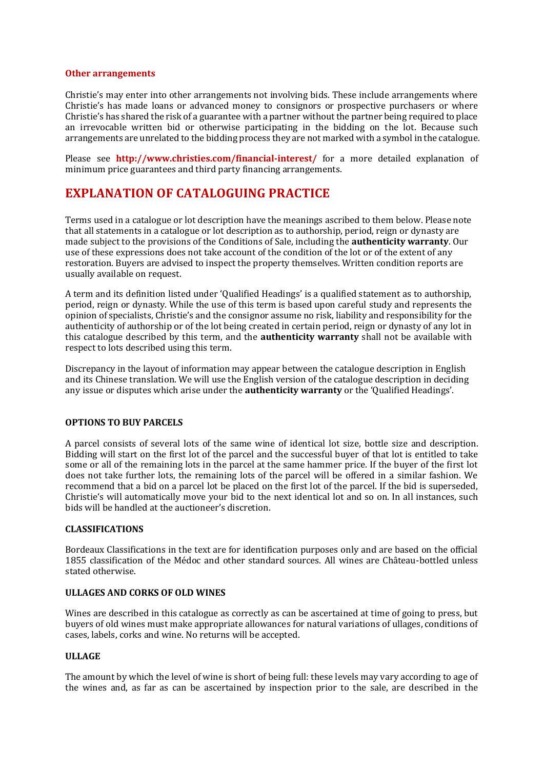### Other arrangements

Christie's may enter into other arrangements not involving bids. These include arrangements where Christie's has made loans or advanced money to consignors or prospective purchasers or where Christie's has shared the risk of a guarantee with a partner without the partner being required to place an irrevocable written bid or otherwise participating in the bidding on the lot. Because such arrangements are unrelated to the bidding process they are not marked with a symbol in the catalogue.

Please see **http://www.christies.com/financial-interest/** for a more detailed explanation of minimum price guarantees and third party financing arrangements.

## EXPLANATION OF CATALOGUING PRACTICE

Terms used in a catalogue or lot description have the meanings ascribed to them below. Please note that all statements in a catalogue or lot description as to authorship, period, reign or dynasty are made subject to the provisions of the Conditions of Sale, including the **authenticity warranty**. Our use of these expressions does not take account of the condition of the lot or of the extent of any restoration. Buyers are advised to inspect the property themselves. Written condition reports are usually available on request.

A term and its definition listed under 'Qualified Headings' is a qualified statement as to authorship, period, reign or dynasty. While the use of this term is based upon careful study and represents the opinion of specialists, Christie's and the consignor assume no risk, liability and responsibility for the authenticity of authorship or of the lot being created in certain period, reign or dynasty of any lot in this catalogue described by this term, and the **authenticity warranty** shall not be available with respect to lots described using this term.

Discrepancy in the layout of information may appear between the catalogue description in English and its Chinese translation. We will use the English version of the catalogue description in deciding any issue or disputes which arise under the **authenticity warranty** or the 'Qualified Headings'.

### OPTIONS TO BUY PARCELS

A parcel consists of several lots of the same wine of identical lot size, bottle size and description. Bidding will start on the first lot of the parcel and the successful buyer of that lot is entitled to take some or all of the remaining lots in the parcel at the same hammer price. If the buyer of the first lot does not take further lots, the remaining lots of the parcel will be offered in a similar fashion. We recommend that a bid on a parcel lot be placed on the first lot of the parcel. If the bid is superseded, Christie's will automatically move your bid to the next identical lot and so on. In all instances, such bids will be handled at the auctioneer's discretion.

### CLASSIFICATIONS

Bordeaux Classifications in the text are for identification purposes only and are based on the official 1855 classification of the Médoc and other standard sources. All wines are Château-bottled unless stated otherwise.

### ULLAGES AND CORKS OF OLD WINES

Wines are described in this catalogue as correctly as can be ascertained at time of going to press, but buyers of old wines must make appropriate allowances for natural variations of ullages, conditions of cases, labels, corks and wine. No returns will be accepted.

### ULLAGE

The amount by which the level of wine is short of being full: these levels may vary according to age of the wines and, as far as can be ascertained by inspection prior to the sale, are described in the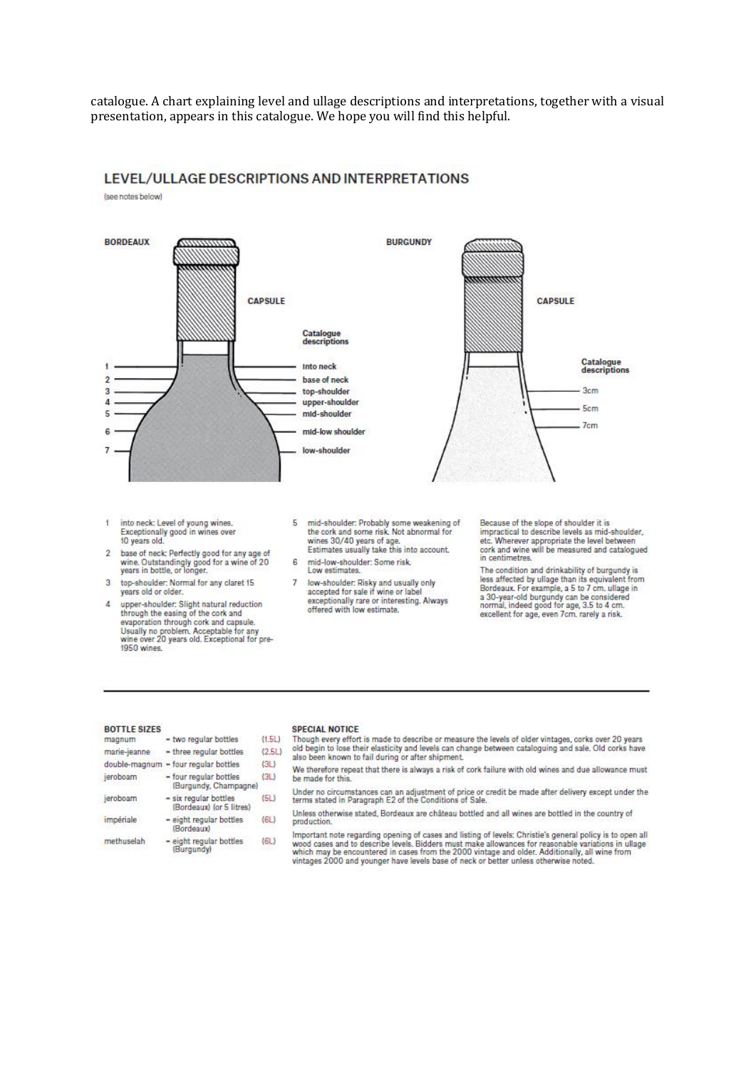catalogue. A chart explaining level and ullage descriptions and interpretations, together with a visual presentation, appears in this catalogue. We hope you will find this helpful.

## LEVEL/ULLAGE DESCRIPTIONS AND INTERPRETATIONS

(see notes below)

BORDEAUX

CAPSULE

Catalogue descriptions

1 Into neck
2 base of neck
3 top-shoulder
4 upper-shoulder
5 mid-shoulder
6 mid-low shoulder
7 low-shoulder

BURGUNDY

CAPSULE

Catalogue descriptions

3cm
5cm
7cm

1 into neck: Level of young wines. Exceptionally good in wines over 10 years old.

2 base of neck: Perfectly good for any age of wine. Outstandingly good for a wine of 20 years in bottle, or longer.

3 top-shoulder: Normal for any claret 15 years old or older.

4 upper-shoulder: Slight natural reduction through the easing of the cork and evaporation through cork and capsule. Usually no problem. Acceptable for any wine over 20 years old. Exceptional for pre-1950 wines.

5 mid-shoulder: Probably some weakening of the cork and some risk. Not abnormal for wines 30/40 years of age. Estimates usually take this into account.

6 mid-low-shoulder: Some risk. Low estimates.

7 low-shoulder: Risky and usually only accepted for sale if wine or label exceptionally rare or interesting. Always offered with low estimate.

Because of the slope of shoulder it is impractical to describe levels as mid-shoulder, etc. Wherever appropriate the level between cork and wine will be measured and catalogued in centimetres.

The condition and drinkability of burgundy is less affected by ullage than its equivalent from Bordeaux. For example, a 5 to 7 cm. ullage in a 30-year-old burgundy can be considered normal, indeed good for age, 3.5 to 4 cm. excellent for age, even 7cm. rarely a risk.

### BOTTLE SIZES

| | | |
|---|---|---|
| magnum | = two regular bottles | (1.5L) |
| marie-jeanne | = three regular bottles | (2.5L) |
| double-magnum | = four regular bottles | (3L) |
| jeroboam | = four regular bottles (Burgundy, Champagne) | (3L) |
| jeroboam | = six regular bottles (Bordeaux) (or 5 litres) | (5L) |
| impériale | = eight regular bottles (Bordeaux) | (6L) |
| methuselah | = eight regular bottles (Burgundy) | (6L) |

### SPECIAL NOTICE

Though every effort is made to describe or measure the levels of older vintages, corks over 20 years old begin to lose their elasticity and levels can change between cataloguing and sale. Old corks have also been known to fail during or after shipment.

We therefore repeat that there is always a risk of cork failure with old wines and due allowance must be made for this.

Under no circumstances can an adjustment of price or credit be made after delivery except under the terms stated in Paragraph E2 of the Conditions of Sale.

Unless otherwise stated, Bordeaux are château bottled and all wines are bottled in the country of production.

Important note regarding opening of cases and listing of levels: Christie's general policy is to open all wood cases and to describe levels. Bidders must make allowances for reasonable variations in ullage which may be encountered in cases from the 2000 vintage and older. Additionally, all wine from vintages 2000 and younger have levels base of neck or better unless otherwise noted.